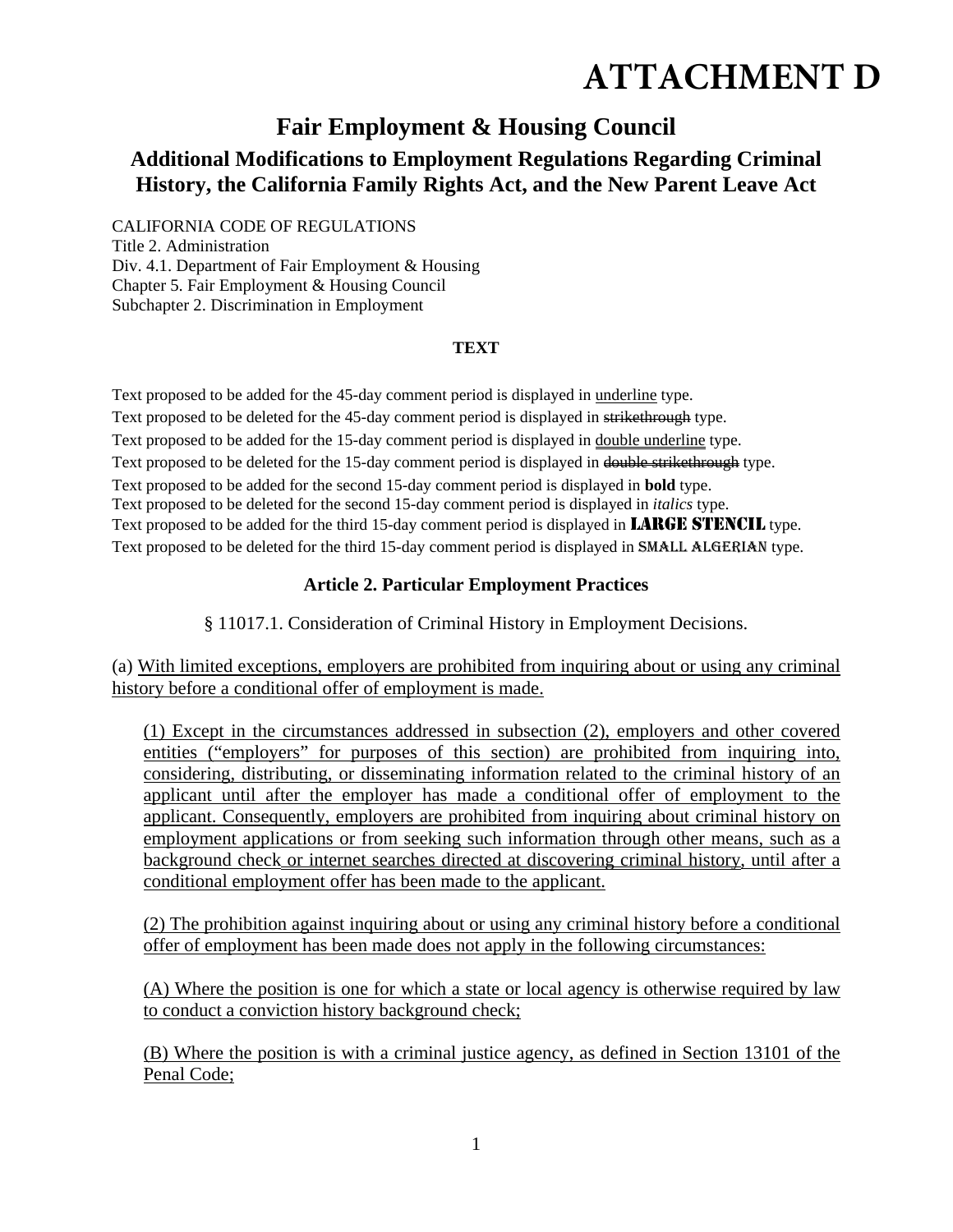# ATTACHMENT D

## Fair Employment & Housing Council

### Additional Modifications to Employment Regulations Regarding Criminal History, the California Family Rights Act, and the New Parent Leave Act

CALIFORNIA CODE OF REGULATIONS
Title 2. Administration
Div. 4.1. Department of Fair Employment & Housing
Chapter 5. Fair Employment & Housing Council
Subchapter 2. Discrimination in Employment

**TEXT**

Text proposed to be added for the 45-day comment period is displayed in <u>underline</u> type.
Text proposed to be deleted for the 45-day comment period is displayed in ~~strikethrough~~ type.
Text proposed to be added for the 15-day comment period is displayed in <u>double underline</u> type.
Text proposed to be deleted for the 15-day comment period is displayed in ~~double strikethrough~~ type.
Text proposed to be added for the second 15-day comment period is displayed in **bold** type.
Text proposed to be deleted for the second 15-day comment period is displayed in *italics* type.
Text proposed to be added for the third 15-day comment period is displayed in LARGE STENCIL type.
Text proposed to be deleted for the third 15-day comment period is displayed in SMALL ALGERIAN type.

### Article 2. Particular Employment Practices

§ 11017.1. Consideration of Criminal History in Employment Decisions.

(a) <u>With limited exceptions, employers are prohibited from inquiring about or using any criminal history before a conditional offer of employment is made.</u>

<u>(1) Except in the circumstances addressed in subsection (2), employers and other covered entities ("employers" for purposes of this section) are prohibited from inquiring into, considering, distributing, or disseminating information related to the criminal history of an applicant until after the employer has made a conditional offer of employment to the applicant. Consequently, employers are prohibited from inquiring about criminal history on employment applications or from seeking such information through other means, such as a background check or internet searches directed at discovering criminal history, until after a conditional employment offer has been made to the applicant.</u>

<u>(2) The prohibition against inquiring about or using any criminal history before a conditional offer of employment has been made does not apply in the following circumstances:</u>

<u>(A) Where the position is one for which a state or local agency is otherwise required by law to conduct a conviction history background check;</u>

<u>(B) Where the position is with a criminal justice agency, as defined in Section 13101 of the Penal Code;</u>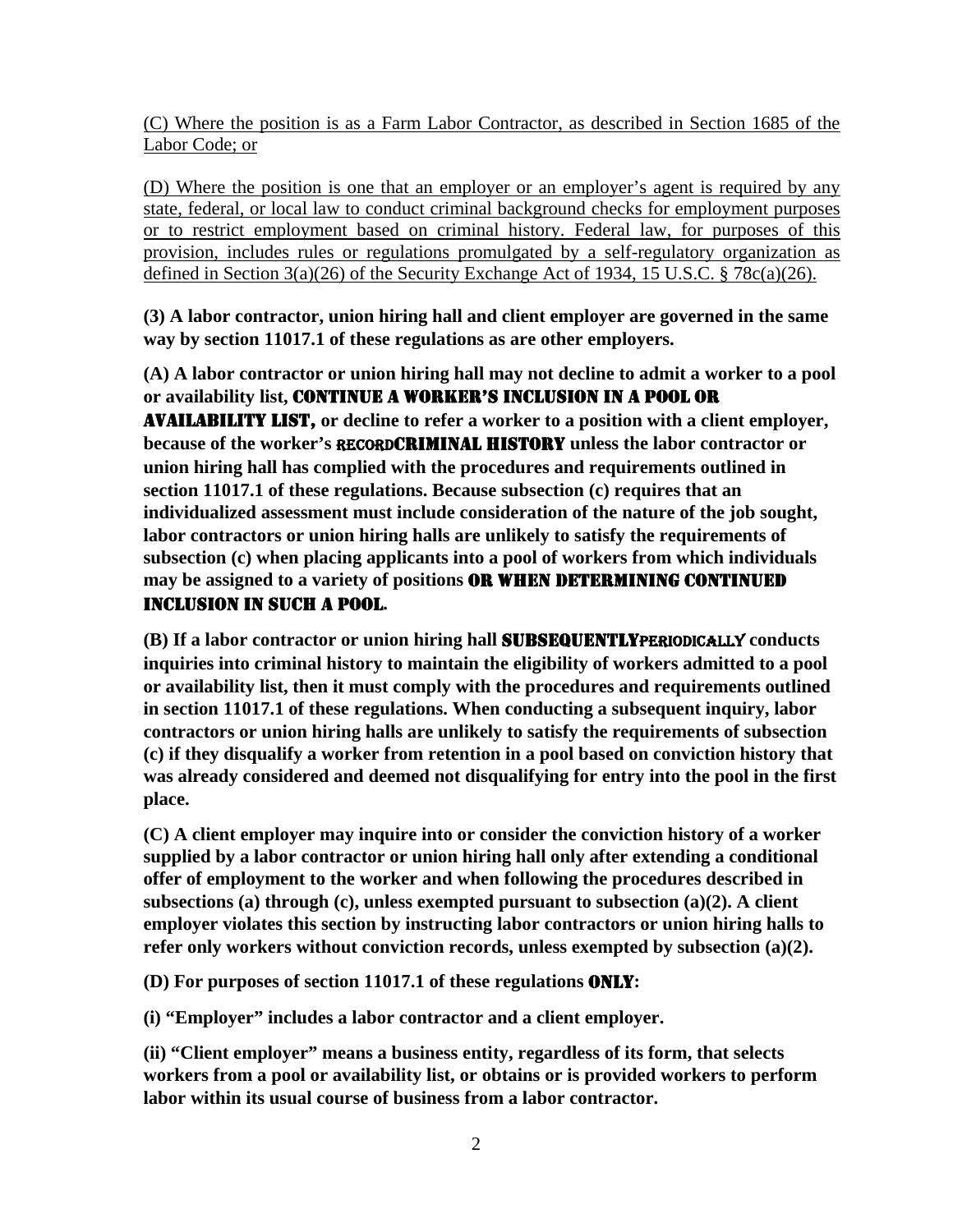(C) Where the position is as a Farm Labor Contractor, as described in Section 1685 of the Labor Code; or

(D) Where the position is one that an employer or an employer's agent is required by any state, federal, or local law to conduct criminal background checks for employment purposes or to restrict employment based on criminal history. Federal law, for purposes of this provision, includes rules or regulations promulgated by a self-regulatory organization as defined in Section 3(a)(26) of the Security Exchange Act of 1934, 15 U.S.C. § 78c(a)(26).

**(3) A labor contractor, union hiring hall and client employer are governed in the same way by section 11017.1 of these regulations as are other employers.**

**(A) A labor contractor or union hiring hall may not decline to admit a worker to a pool or availability list, CONTINUE A WORKER'S INCLUSION IN A POOL OR AVAILABILITY LIST, or decline to refer a worker to a position with a client employer, because of the worker's RECORDCRIMINAL HISTORY unless the labor contractor or union hiring hall has complied with the procedures and requirements outlined in section 11017.1 of these regulations. Because subsection (c) requires that an individualized assessment must include consideration of the nature of the job sought, labor contractors or union hiring halls are unlikely to satisfy the requirements of subsection (c) when placing applicants into a pool of workers from which individuals may be assigned to a variety of positions OR WHEN DETERMINING CONTINUED INCLUSION IN SUCH A POOL.**

**(B) If a labor contractor or union hiring hall SUBSEQUENTLYPERIODICALLY conducts inquiries into criminal history to maintain the eligibility of workers admitted to a pool or availability list, then it must comply with the procedures and requirements outlined in section 11017.1 of these regulations. When conducting a subsequent inquiry, labor contractors or union hiring halls are unlikely to satisfy the requirements of subsection (c) if they disqualify a worker from retention in a pool based on conviction history that was already considered and deemed not disqualifying for entry into the pool in the first place.**

**(C) A client employer may inquire into or consider the conviction history of a worker supplied by a labor contractor or union hiring hall only after extending a conditional offer of employment to the worker and when following the procedures described in subsections (a) through (c), unless exempted pursuant to subsection (a)(2). A client employer violates this section by instructing labor contractors or union hiring halls to refer only workers without conviction records, unless exempted by subsection (a)(2).**

**(D) For purposes of section 11017.1 of these regulations ONLY:**

**(i) "Employer" includes a labor contractor and a client employer.**

**(ii) "Client employer" means a business entity, regardless of its form, that selects workers from a pool or availability list, or obtains or is provided workers to perform labor within its usual course of business from a labor contractor.**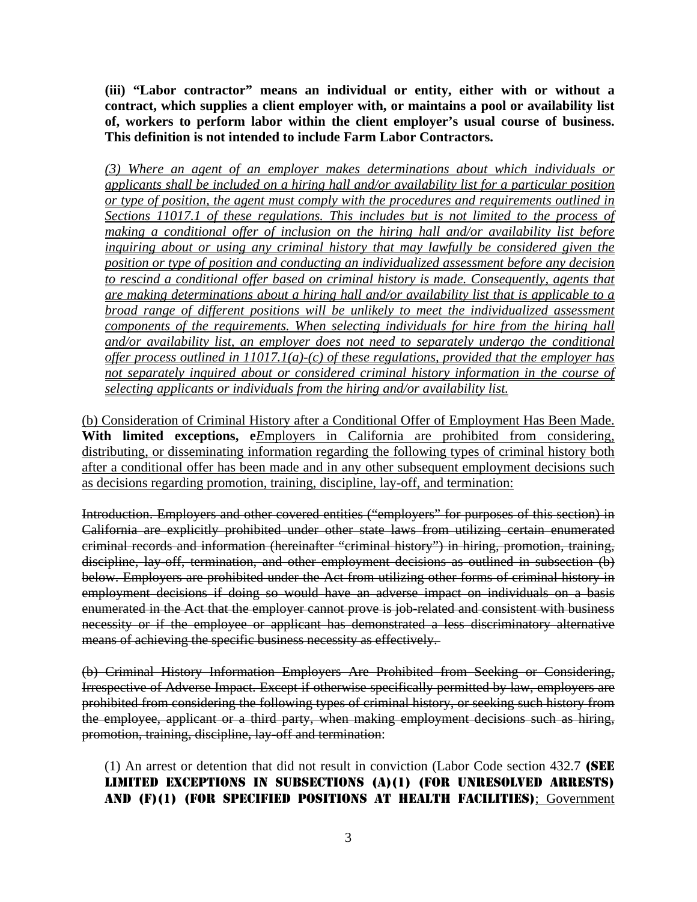**(iii) “Labor contractor” means an individual or entity, either with or without a contract, which supplies a client employer with, or maintains a pool or availability list of, workers to perform labor within the client employer’s usual course of business. This definition is not intended to include Farm Labor Contractors.**

*(3) Where an agent of an employer makes determinations about which individuals or applicants shall be included on a hiring hall and/or availability list for a particular position or type of position, the agent must comply with the procedures and requirements outlined in Sections 11017.1 of these regulations. This includes but is not limited to the process of making a conditional offer of inclusion on the hiring hall and/or availability list before inquiring about or using any criminal history that may lawfully be considered given the position or type of position and conducting an individualized assessment before any decision to rescind a conditional offer based on criminal history is made. Consequently, agents that are making determinations about a hiring hall and/or availability list that is applicable to a broad range of different positions will be unlikely to meet the individualized assessment components of the requirements. When selecting individuals for hire from the hiring hall and/or availability list, an employer does not need to separately undergo the conditional offer process outlined in 11017.1(a)-(c) of these regulations, provided that the employer has not separately inquired about or considered criminal history information in the course of selecting applicants or individuals from the hiring and/or availability list.*

(b) Consideration of Criminal History after a Conditional Offer of Employment Has Been Made. **With limited exceptions, e***E*mployers in California are prohibited from considering, distributing, or disseminating information regarding the following types of criminal history both after a conditional offer has been made and in any other subsequent employment decisions such as decisions regarding promotion, training, discipline, lay-off, and termination:

~~Introduction. Employers and other covered entities (“employers” for purposes of this section) in California are explicitly prohibited under other state laws from utilizing certain enumerated criminal records and information (hereinafter “criminal history”) in hiring, promotion, training, discipline, lay-off, termination, and other employment decisions as outlined in subsection (b) below. Employers are prohibited under the Act from utilizing other forms of criminal history in employment decisions if doing so would have an adverse impact on individuals on a basis enumerated in the Act that the employer cannot prove is job-related and consistent with business necessity or if the employee or applicant has demonstrated a less discriminatory alternative means of achieving the specific business necessity as effectively.~~

~~(b) Criminal History Information Employers Are Prohibited from Seeking or Considering, Irrespective of Adverse Impact. Except if otherwise specifically permitted by law, employers are prohibited from considering the following types of criminal history, or seeking such history from the employee, applicant or a third party, when making employment decisions such as hiring, promotion, training, discipline, lay-off and termination~~:

(1) An arrest or detention that did not result in conviction (Labor Code section 432.7 **(SEE LIMITED EXCEPTIONS IN SUBSECTIONS (A)(1) (FOR UNRESOLVED ARRESTS) AND (F)(1) (FOR SPECIFIED POSITIONS AT HEALTH FACILITIES)**; Government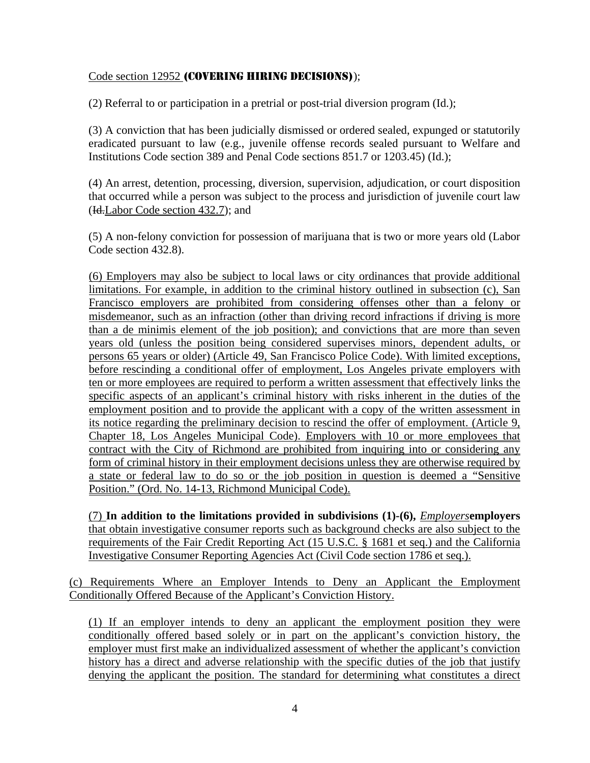Code section 12952 **(COVERING HIRING DECISIONS)**);

(2) Referral to or participation in a pretrial or post-trial diversion program (Id.);

(3) A conviction that has been judicially dismissed or ordered sealed, expunged or statutorily eradicated pursuant to law (e.g., juvenile offense records sealed pursuant to Welfare and Institutions Code section 389 and Penal Code sections 851.7 or 1203.45) (Id.);

(4) An arrest, detention, processing, diversion, supervision, adjudication, or court disposition that occurred while a person was subject to the process and jurisdiction of juvenile court law (~~Id.~~Labor Code section 432.7); and

(5) A non-felony conviction for possession of marijuana that is two or more years old (Labor Code section 432.8).

(6) Employers may also be subject to local laws or city ordinances that provide additional limitations. For example, in addition to the criminal history outlined in subsection (c), San Francisco employers are prohibited from considering offenses other than a felony or misdemeanor, such as an infraction (other than driving record infractions if driving is more than a de minimis element of the job position); and convictions that are more than seven years old (unless the position being considered supervises minors, dependent adults, or persons 65 years or older) (Article 49, San Francisco Police Code). With limited exceptions, before rescinding a conditional offer of employment, Los Angeles private employers with ten or more employees are required to perform a written assessment that effectively links the specific aspects of an applicant's criminal history with risks inherent in the duties of the employment position and to provide the applicant with a copy of the written assessment in its notice regarding the preliminary decision to rescind the offer of employment. (Article 9, Chapter 18, Los Angeles Municipal Code). Employers with 10 or more employees that contract with the City of Richmond are prohibited from inquiring into or considering any form of criminal history in their employment decisions unless they are otherwise required by a state or federal law to do so or the job position in question is deemed a "Sensitive Position." (Ord. No. 14-13, Richmond Municipal Code).

(7) **In addition to the limitations provided in subdivisions (1)-(6),** *Employers***employers** that obtain investigative consumer reports such as background checks are also subject to the requirements of the Fair Credit Reporting Act (15 U.S.C. § 1681 et seq.) and the California Investigative Consumer Reporting Agencies Act (Civil Code section 1786 et seq.).

(c) Requirements Where an Employer Intends to Deny an Applicant the Employment Conditionally Offered Because of the Applicant's Conviction History.

(1) If an employer intends to deny an applicant the employment position they were conditionally offered based solely or in part on the applicant's conviction history, the employer must first make an individualized assessment of whether the applicant's conviction history has a direct and adverse relationship with the specific duties of the job that justify denying the applicant the position. The standard for determining what constitutes a direct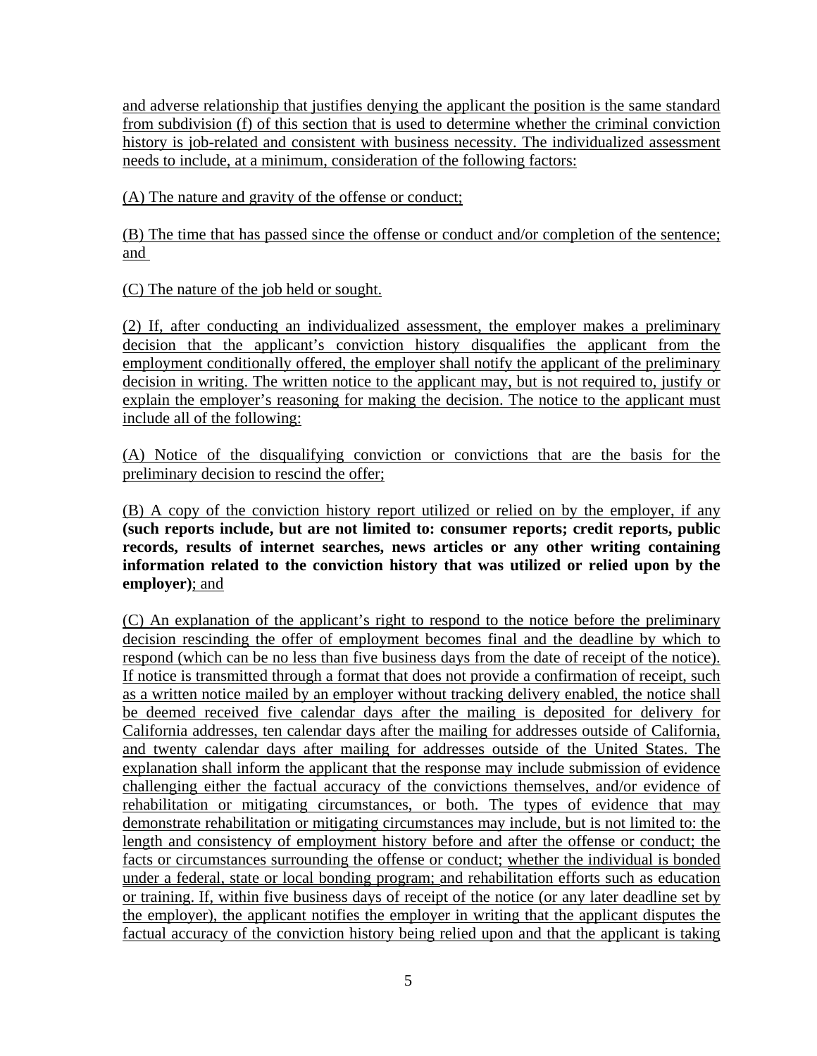and adverse relationship that justifies denying the applicant the position is the same standard from subdivision (f) of this section that is used to determine whether the criminal conviction history is job-related and consistent with business necessity. The individualized assessment needs to include, at a minimum, consideration of the following factors:

(A) The nature and gravity of the offense or conduct;

(B) The time that has passed since the offense or conduct and/or completion of the sentence; and

(C) The nature of the job held or sought.

(2) If, after conducting an individualized assessment, the employer makes a preliminary decision that the applicant's conviction history disqualifies the applicant from the employment conditionally offered, the employer shall notify the applicant of the preliminary decision in writing. The written notice to the applicant may, but is not required to, justify or explain the employer's reasoning for making the decision. The notice to the applicant must include all of the following:

(A) Notice of the disqualifying conviction or convictions that are the basis for the preliminary decision to rescind the offer;

(B) A copy of the conviction history report utilized or relied on by the employer, if any **(such reports include, but are not limited to: consumer reports; credit reports, public records, results of internet searches, news articles or any other writing containing information related to the conviction history that was utilized or relied upon by the employer)**; and

(C) An explanation of the applicant's right to respond to the notice before the preliminary decision rescinding the offer of employment becomes final and the deadline by which to respond (which can be no less than five business days from the date of receipt of the notice). If notice is transmitted through a format that does not provide a confirmation of receipt, such as a written notice mailed by an employer without tracking delivery enabled, the notice shall be deemed received five calendar days after the mailing is deposited for delivery for California addresses, ten calendar days after the mailing for addresses outside of California, and twenty calendar days after mailing for addresses outside of the United States. The explanation shall inform the applicant that the response may include submission of evidence challenging either the factual accuracy of the convictions themselves, and/or evidence of rehabilitation or mitigating circumstances, or both. The types of evidence that may demonstrate rehabilitation or mitigating circumstances may include, but is not limited to: the length and consistency of employment history before and after the offense or conduct; the facts or circumstances surrounding the offense or conduct; whether the individual is bonded under a federal, state or local bonding program; and rehabilitation efforts such as education or training. If, within five business days of receipt of the notice (or any later deadline set by the employer), the applicant notifies the employer in writing that the applicant disputes the factual accuracy of the conviction history being relied upon and that the applicant is taking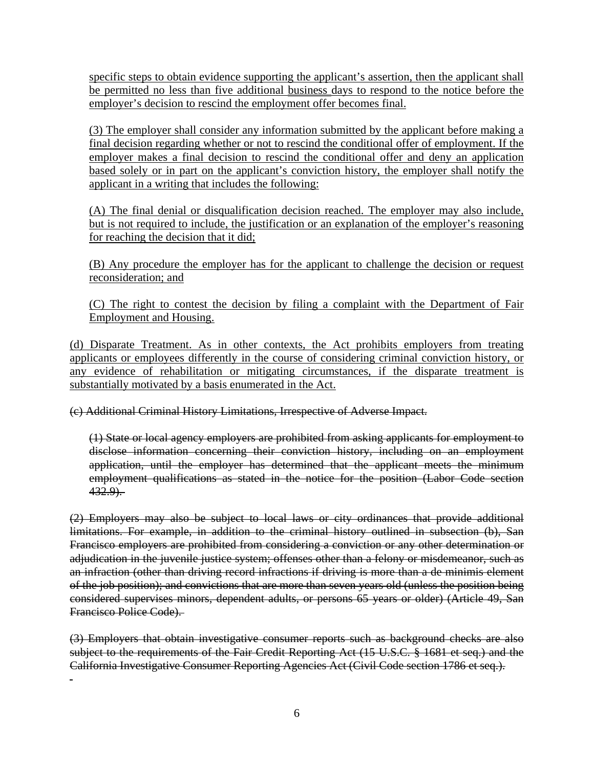specific steps to obtain evidence supporting the applicant's assertion, then the applicant shall be permitted no less than five additional business days to respond to the notice before the employer's decision to rescind the employment offer becomes final.

(3) The employer shall consider any information submitted by the applicant before making a final decision regarding whether or not to rescind the conditional offer of employment. If the employer makes a final decision to rescind the conditional offer and deny an application based solely or in part on the applicant's conviction history, the employer shall notify the applicant in a writing that includes the following:

(A) The final denial or disqualification decision reached. The employer may also include, but is not required to include, the justification or an explanation of the employer's reasoning for reaching the decision that it did;

(B) Any procedure the employer has for the applicant to challenge the decision or request reconsideration; and

(C) The right to contest the decision by filing a complaint with the Department of Fair Employment and Housing.

(d) Disparate Treatment. As in other contexts, the Act prohibits employers from treating applicants or employees differently in the course of considering criminal conviction history, or any evidence of rehabilitation or mitigating circumstances, if the disparate treatment is substantially motivated by a basis enumerated in the Act.

~~(e) Additional Criminal History Limitations, Irrespective of Adverse Impact.~~

~~(1) State or local agency employers are prohibited from asking applicants for employment to disclose information concerning their conviction history, including on an employment application, until the employer has determined that the applicant meets the minimum employment qualifications as stated in the notice for the position (Labor Code section 432.9).~~

~~(2) Employers may also be subject to local laws or city ordinances that provide additional limitations. For example, in addition to the criminal history outlined in subsection (b), San Francisco employers are prohibited from considering a conviction or any other determination or adjudication in the juvenile justice system; offenses other than a felony or misdemeanor, such as an infraction (other than driving record infractions if driving is more than a de minimis element of the job position); and convictions that are more than seven years old (unless the position being considered supervises minors, dependent adults, or persons 65 years or older) (Article 49, San Francisco Police Code).~~

~~(3) Employers that obtain investigative consumer reports such as background checks are also subject to the requirements of the Fair Credit Reporting Act (15 U.S.C. § 1681 et seq.) and the California Investigative Consumer Reporting Agencies Act (Civil Code section 1786 et seq.).~~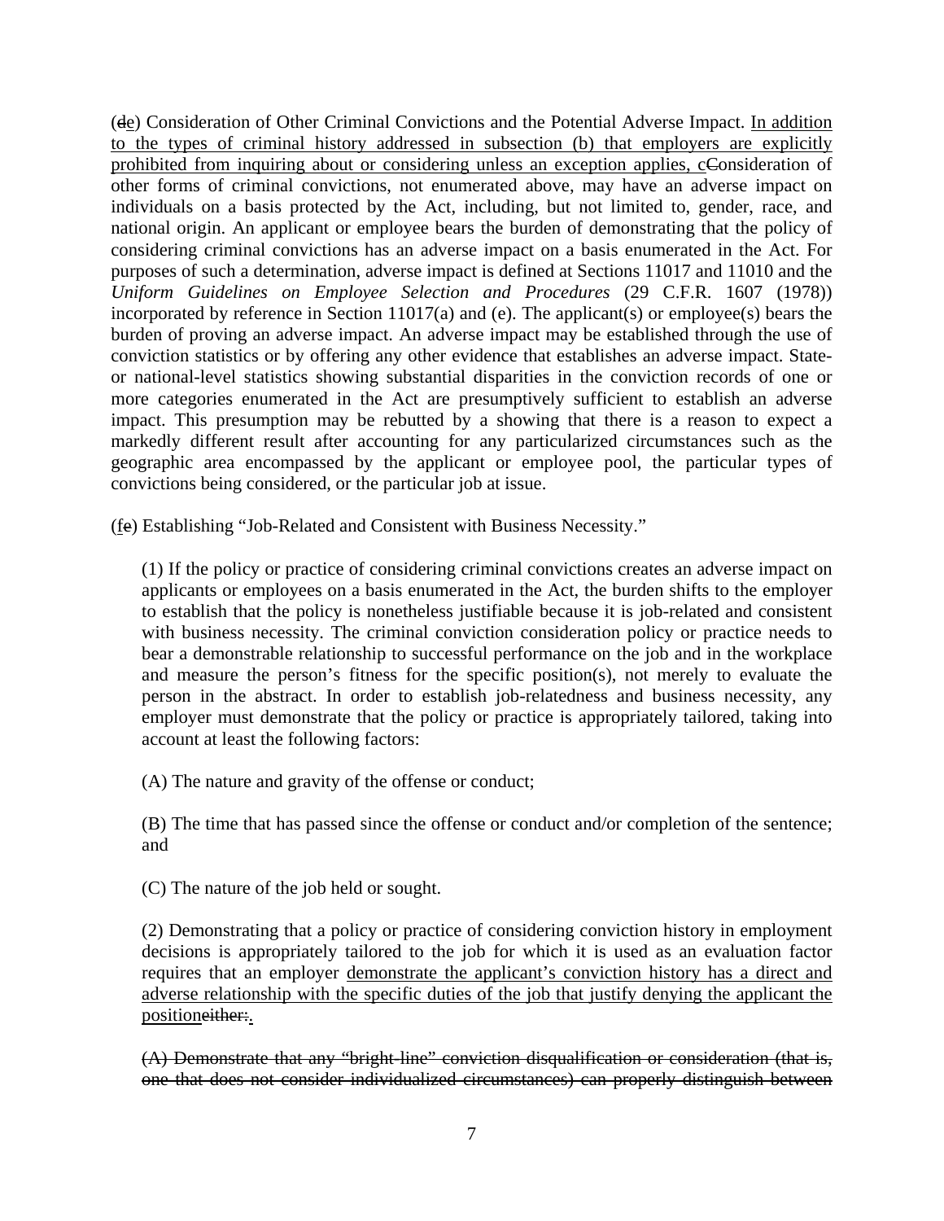(~~d~~<u>e</u>) Consideration of Other Criminal Convictions and the Potential Adverse Impact. <u>In addition to the types of criminal history addressed in subsection (b) that employers are explicitly prohibited from inquiring about or considering unless an exception applies, c</u>~~C~~onsideration of other forms of criminal convictions, not enumerated above, may have an adverse impact on individuals on a basis protected by the Act, including, but not limited to, gender, race, and national origin. An applicant or employee bears the burden of demonstrating that the policy of considering criminal convictions has an adverse impact on a basis enumerated in the Act. For purposes of such a determination, adverse impact is defined at Sections 11017 and 11010 and the *Uniform Guidelines on Employee Selection and Procedures* (29 C.F.R. 1607 (1978)) incorporated by reference in Section 11017(a) and (e). The applicant(s) or employee(s) bears the burden of proving an adverse impact. An adverse impact may be established through the use of conviction statistics or by offering any other evidence that establishes an adverse impact. State- or national-level statistics showing substantial disparities in the conviction records of one or more categories enumerated in the Act are presumptively sufficient to establish an adverse impact. This presumption may be rebutted by a showing that there is a reason to expect a markedly different result after accounting for any particularized circumstances such as the geographic area encompassed by the applicant or employee pool, the particular types of convictions being considered, or the particular job at issue.

(<u>f</u>~~e~~) Establishing "Job-Related and Consistent with Business Necessity."

(1) If the policy or practice of considering criminal convictions creates an adverse impact on applicants or employees on a basis enumerated in the Act, the burden shifts to the employer to establish that the policy is nonetheless justifiable because it is job-related and consistent with business necessity. The criminal conviction consideration policy or practice needs to bear a demonstrable relationship to successful performance on the job and in the workplace and measure the person's fitness for the specific position(s), not merely to evaluate the person in the abstract. In order to establish job-relatedness and business necessity, any employer must demonstrate that the policy or practice is appropriately tailored, taking into account at least the following factors:

(A) The nature and gravity of the offense or conduct;

(B) The time that has passed since the offense or conduct and/or completion of the sentence; and

(C) The nature of the job held or sought.

(2) Demonstrating that a policy or practice of considering conviction history in employment decisions is appropriately tailored to the job for which it is used as an evaluation factor requires that an employer <u>demonstrate the applicant's conviction history has a direct and adverse relationship with the specific duties of the job that justify denying the applicant the position</u>~~either:~~<u>.</u>

~~(A) Demonstrate that any "bright-line" conviction disqualification or consideration (that is, one that does not consider individualized circumstances) can properly distinguish between~~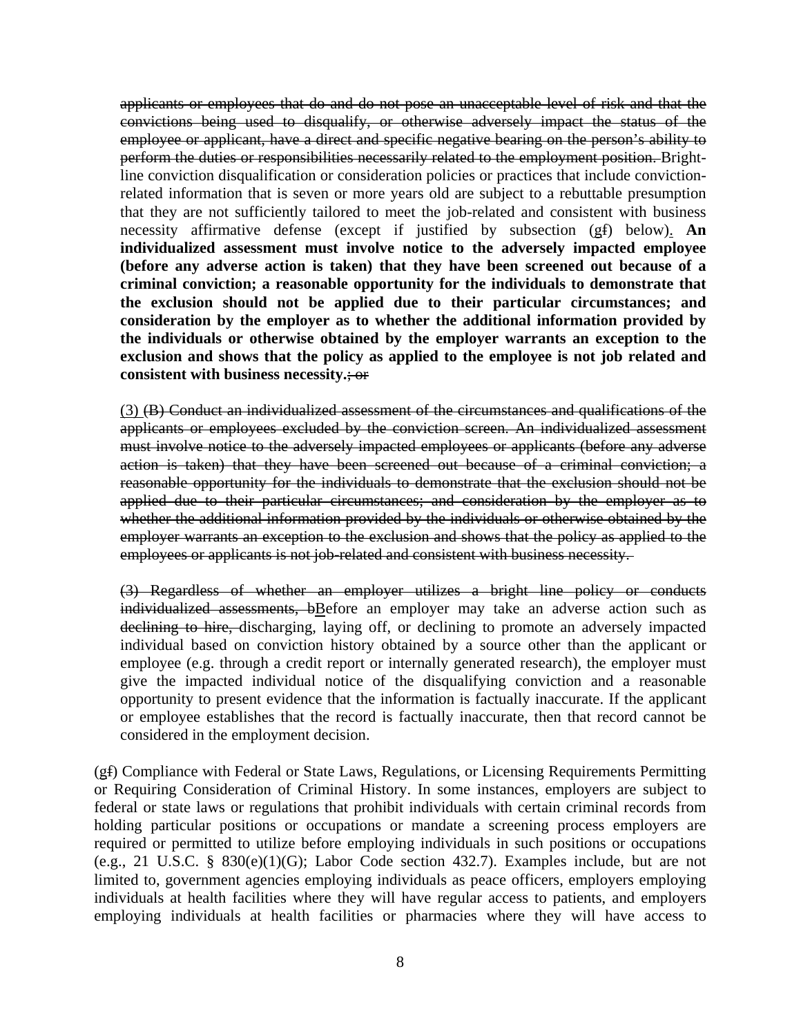~~applicants or employees that do and do not pose an unacceptable level of risk and that the convictions being used to disqualify, or otherwise adversely impact the status of the employee or applicant, have a direct and specific negative bearing on the person's ability to perform the duties or responsibilities necessarily related to the employment position.~~ Bright-line conviction disqualification or consideration policies or practices that include conviction-related information that is seven or more years old are subject to a rebuttable presumption that they are not sufficiently tailored to meet the job-related and consistent with business necessity affirmative defense (except if justified by subsection (g~~f~~) below). **An individualized assessment must involve notice to the adversely impacted employee (before any adverse action is taken) that they have been screened out because of a criminal conviction; a reasonable opportunity for the individuals to demonstrate that the exclusion should not be applied due to their particular circumstances; and consideration by the employer as to whether the additional information provided by the individuals or otherwise obtained by the employer warrants an exception to the exclusion and shows that the policy as applied to the employee is not job related and consistent with business necessity.**~~; or~~

(3) ~~(B) Conduct an individualized assessment of the circumstances and qualifications of the applicants or employees excluded by the conviction screen. An individualized assessment must involve notice to the adversely impacted employees or applicants (before any adverse action is taken) that they have been screened out because of a criminal conviction; a reasonable opportunity for the individuals to demonstrate that the exclusion should not be applied due to their particular circumstances; and consideration by the employer as to whether the additional information provided by the individuals or otherwise obtained by the employer warrants an exception to the exclusion and shows that the policy as applied to the employees or applicants is not job-related and consistent with business necessity.~~

~~(3) Regardless of whether an employer utilizes a bright line policy or conducts individualized assessments, b~~Before an employer may take an adverse action such as ~~declining to hire,~~ discharging, laying off, or declining to promote an adversely impacted individual based on conviction history obtained by a source other than the applicant or employee (e.g. through a credit report or internally generated research), the employer must give the impacted individual notice of the disqualifying conviction and a reasonable opportunity to present evidence that the information is factually inaccurate. If the applicant or employee establishes that the record is factually inaccurate, then that record cannot be considered in the employment decision.

(g~~f~~) Compliance with Federal or State Laws, Regulations, or Licensing Requirements Permitting or Requiring Consideration of Criminal History. In some instances, employers are subject to federal or state laws or regulations that prohibit individuals with certain criminal records from holding particular positions or occupations or mandate a screening process employers are required or permitted to utilize before employing individuals in such positions or occupations (e.g., 21 U.S.C. § 830(e)(1)(G); Labor Code section 432.7). Examples include, but are not limited to, government agencies employing individuals as peace officers, employers employing individuals at health facilities where they will have regular access to patients, and employers employing individuals at health facilities or pharmacies where they will have access to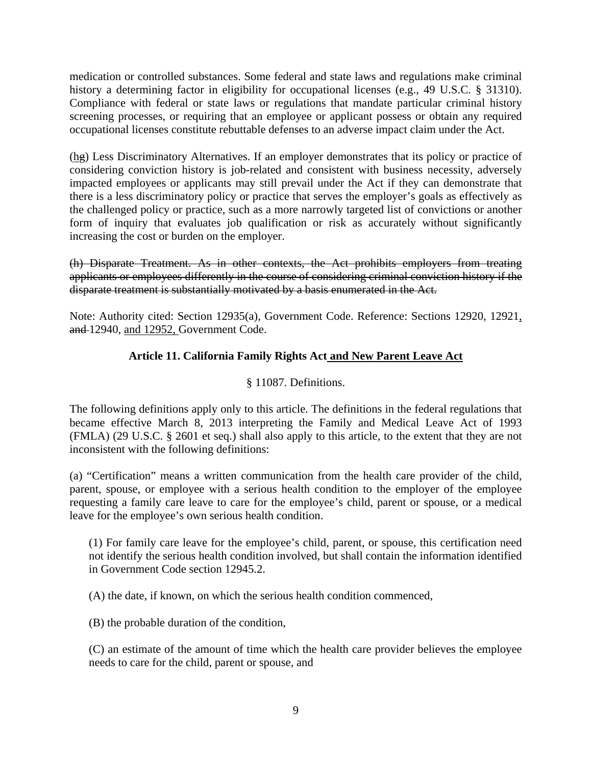medication or controlled substances. Some federal and state laws and regulations make criminal history a determining factor in eligibility for occupational licenses (e.g., 49 U.S.C. § 31310). Compliance with federal or state laws or regulations that mandate particular criminal history screening processes, or requiring that an employee or applicant possess or obtain any required occupational licenses constitute rebuttable defenses to an adverse impact claim under the Act.

(<u>h</u>~~g~~) Less Discriminatory Alternatives. If an employer demonstrates that its policy or practice of considering conviction history is job-related and consistent with business necessity, adversely impacted employees or applicants may still prevail under the Act if they can demonstrate that there is a less discriminatory policy or practice that serves the employer's goals as effectively as the challenged policy or practice, such as a more narrowly targeted list of convictions or another form of inquiry that evaluates job qualification or risk as accurately without significantly increasing the cost or burden on the employer.

~~(h) Disparate Treatment. As in other contexts, the Act prohibits employers from treating applicants or employees differently in the course of considering criminal conviction history if the disparate treatment is substantially motivated by a basis enumerated in the Act.~~

Note: Authority cited: Section 12935(a), Government Code. Reference: Sections 12920, 12921<u>,</u> ~~and~~ 12940, <u>and 12952,</u> Government Code.

**Article 11. California Family Rights Act <u>and New Parent Leave Act</u>**

§ 11087. Definitions.

The following definitions apply only to this article. The definitions in the federal regulations that became effective March 8, 2013 interpreting the Family and Medical Leave Act of 1993 (FMLA) (29 U.S.C. § 2601 et seq.) shall also apply to this article, to the extent that they are not inconsistent with the following definitions:

(a) "Certification" means a written communication from the health care provider of the child, parent, spouse, or employee with a serious health condition to the employer of the employee requesting a family care leave to care for the employee's child, parent or spouse, or a medical leave for the employee's own serious health condition.

(1) For family care leave for the employee's child, parent, or spouse, this certification need not identify the serious health condition involved, but shall contain the information identified in Government Code section 12945.2.

(A) the date, if known, on which the serious health condition commenced,

(B) the probable duration of the condition,

(C) an estimate of the amount of time which the health care provider believes the employee needs to care for the child, parent or spouse, and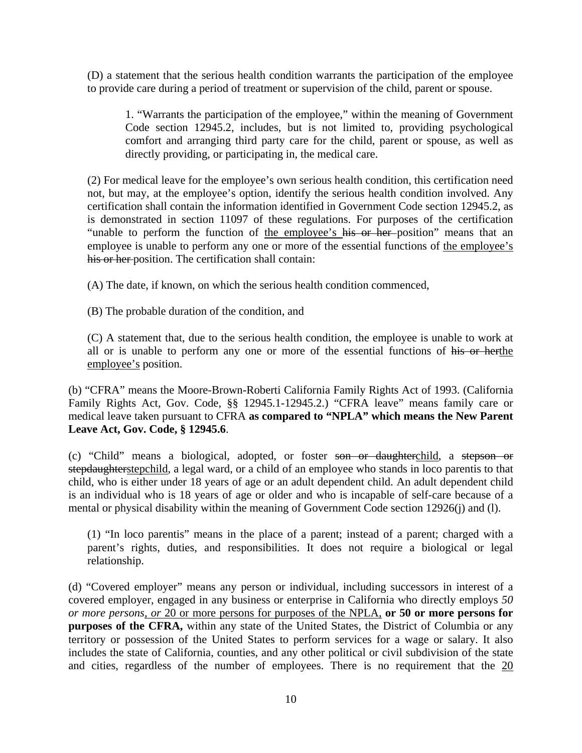(D) a statement that the serious health condition warrants the participation of the employee to provide care during a period of treatment or supervision of the child, parent or spouse.

> 1. "Warrants the participation of the employee," within the meaning of Government Code section 12945.2, includes, but is not limited to, providing psychological comfort and arranging third party care for the child, parent or spouse, as well as directly providing, or participating in, the medical care.

(2) For medical leave for the employee's own serious health condition, this certification need not, but may, at the employee's option, identify the serious health condition involved. Any certification shall contain the information identified in Government Code section 12945.2, as is demonstrated in section 11097 of these regulations. For purposes of the certification "unable to perform the function of <u>the employee's</u> ~~his or her~~ position" means that an employee is unable to perform any one or more of the essential functions of <u>the employee's</u> ~~his or her~~ position. The certification shall contain:

(A) The date, if known, on which the serious health condition commenced,

(B) The probable duration of the condition, and

(C) A statement that, due to the serious health condition, the employee is unable to work at all or is unable to perform any one or more of the essential functions of ~~his or her~~<u>the employee's</u> position.

(b) "CFRA" means the Moore-Brown-Roberti California Family Rights Act of 1993. (California Family Rights Act, Gov. Code, §§ 12945.1-12945.2.) "CFRA leave" means family care or medical leave taken pursuant to CFRA **as compared to "NPLA" which means the New Parent Leave Act, Gov. Code, § 12945.6**.

(c) "Child" means a biological, adopted, or foster ~~son or daughter~~<u>child</u>, a ~~stepson or stepdaughter~~<u>stepchild</u>, a legal ward, or a child of an employee who stands in loco parentis to that child, who is either under 18 years of age or an adult dependent child. An adult dependent child is an individual who is 18 years of age or older and who is incapable of self-care because of a mental or physical disability within the meaning of Government Code section 12926(j) and (l).

> (1) "In loco parentis" means in the place of a parent; instead of a parent; charged with a parent's rights, duties, and responsibilities. It does not require a biological or legal relationship.

(d) "Covered employer" means any person or individual, including successors in interest of a covered employer, engaged in any business or enterprise in California who directly employs *50 or more persons*<u>, *or* 20 or more persons for purposes of the NPLA,</u> **or 50 or more persons for purposes of the CFRA,** within any state of the United States, the District of Columbia or any territory or possession of the United States to perform services for a wage or salary. It also includes the state of California, counties, and any other political or civil subdivision of the state and cities, regardless of the number of employees. There is no requirement that the <u>20</u>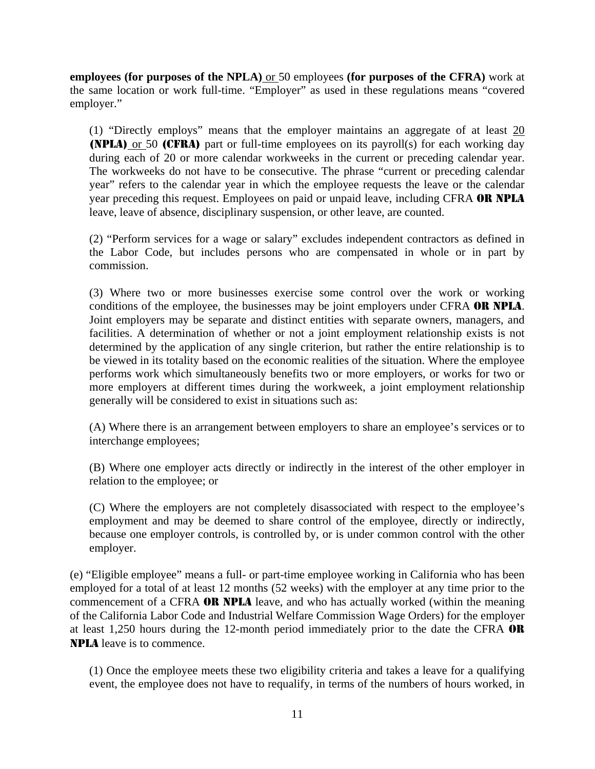**employees (for purposes of the NPLA)** or 50 employees **(for purposes of the CFRA)** work at the same location or work full-time. "Employer" as used in these regulations means "covered employer."

> (1) "Directly employs" means that the employer maintains an aggregate of at least 20 **(NPLA)** or 50 **(CFRA)** part or full-time employees on its payroll(s) for each working day during each of 20 or more calendar workweeks in the current or preceding calendar year. The workweeks do not have to be consecutive. The phrase "current or preceding calendar year" refers to the calendar year in which the employee requests the leave or the calendar year preceding this request. Employees on paid or unpaid leave, including CFRA **OR NPLA** leave, leave of absence, disciplinary suspension, or other leave, are counted.
>
> (2) "Perform services for a wage or salary" excludes independent contractors as defined in the Labor Code, but includes persons who are compensated in whole or in part by commission.
>
> (3) Where two or more businesses exercise some control over the work or working conditions of the employee, the businesses may be joint employers under CFRA **OR NPLA**. Joint employers may be separate and distinct entities with separate owners, managers, and facilities. A determination of whether or not a joint employment relationship exists is not determined by the application of any single criterion, but rather the entire relationship is to be viewed in its totality based on the economic realities of the situation. Where the employee performs work which simultaneously benefits two or more employers, or works for two or more employers at different times during the workweek, a joint employment relationship generally will be considered to exist in situations such as:
>
> (A) Where there is an arrangement between employers to share an employee's services or to interchange employees;
>
> (B) Where one employer acts directly or indirectly in the interest of the other employer in relation to the employee; or
>
> (C) Where the employers are not completely disassociated with respect to the employee's employment and may be deemed to share control of the employee, directly or indirectly, because one employer controls, is controlled by, or is under common control with the other employer.

(e) "Eligible employee" means a full- or part-time employee working in California who has been employed for a total of at least 12 months (52 weeks) with the employer at any time prior to the commencement of a CFRA **OR NPLA** leave, and who has actually worked (within the meaning of the California Labor Code and Industrial Welfare Commission Wage Orders) for the employer at least 1,250 hours during the 12-month period immediately prior to the date the CFRA **OR NPLA** leave is to commence.

> (1) Once the employee meets these two eligibility criteria and takes a leave for a qualifying event, the employee does not have to requalify, in terms of the numbers of hours worked, in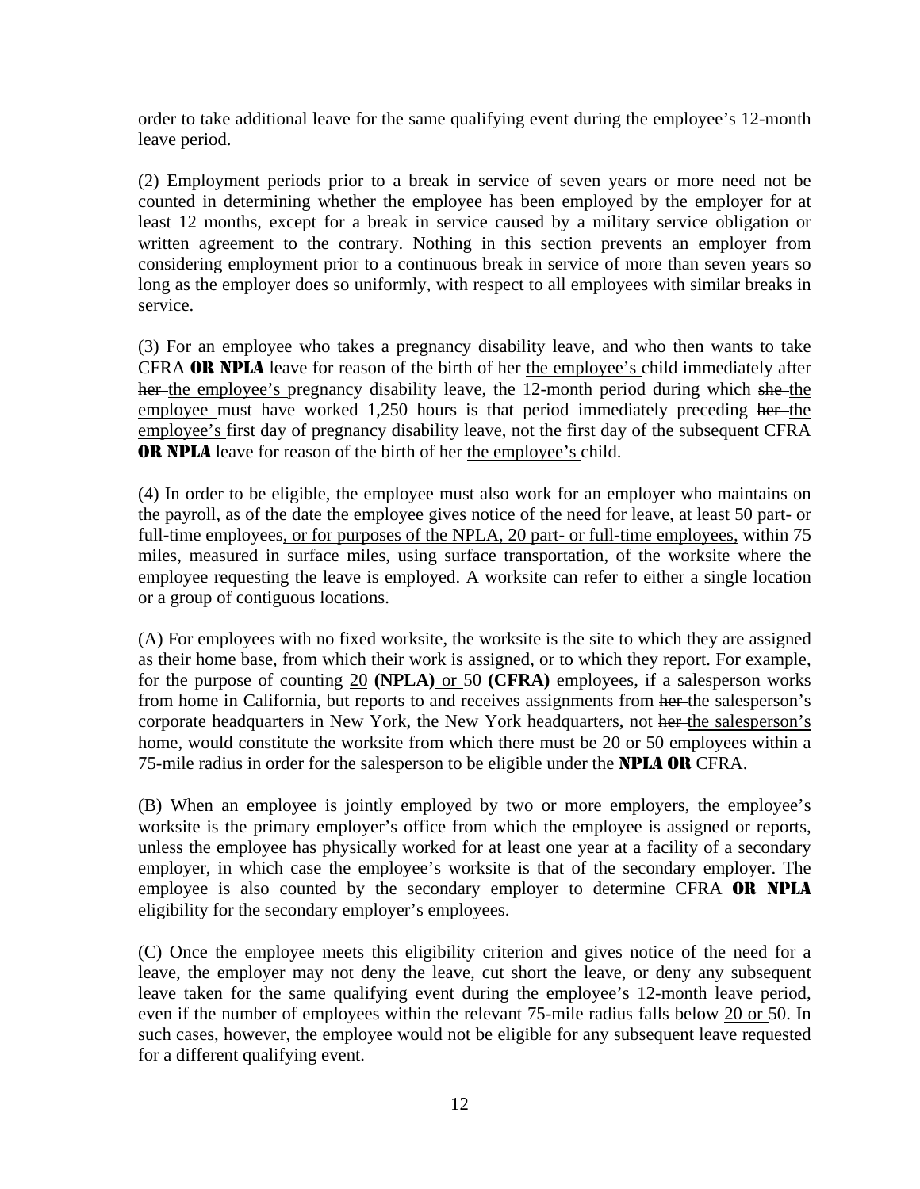order to take additional leave for the same qualifying event during the employee's 12-month leave period.

(2) Employment periods prior to a break in service of seven years or more need not be counted in determining whether the employee has been employed by the employer for at least 12 months, except for a break in service caused by a military service obligation or written agreement to the contrary. Nothing in this section prevents an employer from considering employment prior to a continuous break in service of more than seven years so long as the employer does so uniformly, with respect to all employees with similar breaks in service.

(3) For an employee who takes a pregnancy disability leave, and who then wants to take CFRA **OR NPLA** leave for reason of the birth of ~~her~~ the employee's child immediately after ~~her~~ the employee's pregnancy disability leave, the 12-month period during which ~~she~~ the employee must have worked 1,250 hours is that period immediately preceding ~~her~~ the employee's first day of pregnancy disability leave, not the first day of the subsequent CFRA **OR NPLA** leave for reason of the birth of ~~her~~ the employee's child.

(4) In order to be eligible, the employee must also work for an employer who maintains on the payroll, as of the date the employee gives notice of the need for leave, at least 50 part- or full-time employees, or for purposes of the NPLA, 20 part- or full-time employees, within 75 miles, measured in surface miles, using surface transportation, of the worksite where the employee requesting the leave is employed. A worksite can refer to either a single location or a group of contiguous locations.

(A) For employees with no fixed worksite, the worksite is the site to which they are assigned as their home base, from which their work is assigned, or to which they report. For example, for the purpose of counting 20 **(NPLA)** or 50 **(CFRA)** employees, if a salesperson works from home in California, but reports to and receives assignments from ~~her~~ the salesperson's corporate headquarters in New York, the New York headquarters, not ~~her~~ the salesperson's home, would constitute the worksite from which there must be 20 or 50 employees within a 75-mile radius in order for the salesperson to be eligible under the **NPLA OR** CFRA.

(B) When an employee is jointly employed by two or more employers, the employee's worksite is the primary employer's office from which the employee is assigned or reports, unless the employee has physically worked for at least one year at a facility of a secondary employer, in which case the employee's worksite is that of the secondary employer. The employee is also counted by the secondary employer to determine CFRA **OR NPLA** eligibility for the secondary employer's employees.

(C) Once the employee meets this eligibility criterion and gives notice of the need for a leave, the employer may not deny the leave, cut short the leave, or deny any subsequent leave taken for the same qualifying event during the employee's 12-month leave period, even if the number of employees within the relevant 75-mile radius falls below 20 or 50. In such cases, however, the employee would not be eligible for any subsequent leave requested for a different qualifying event.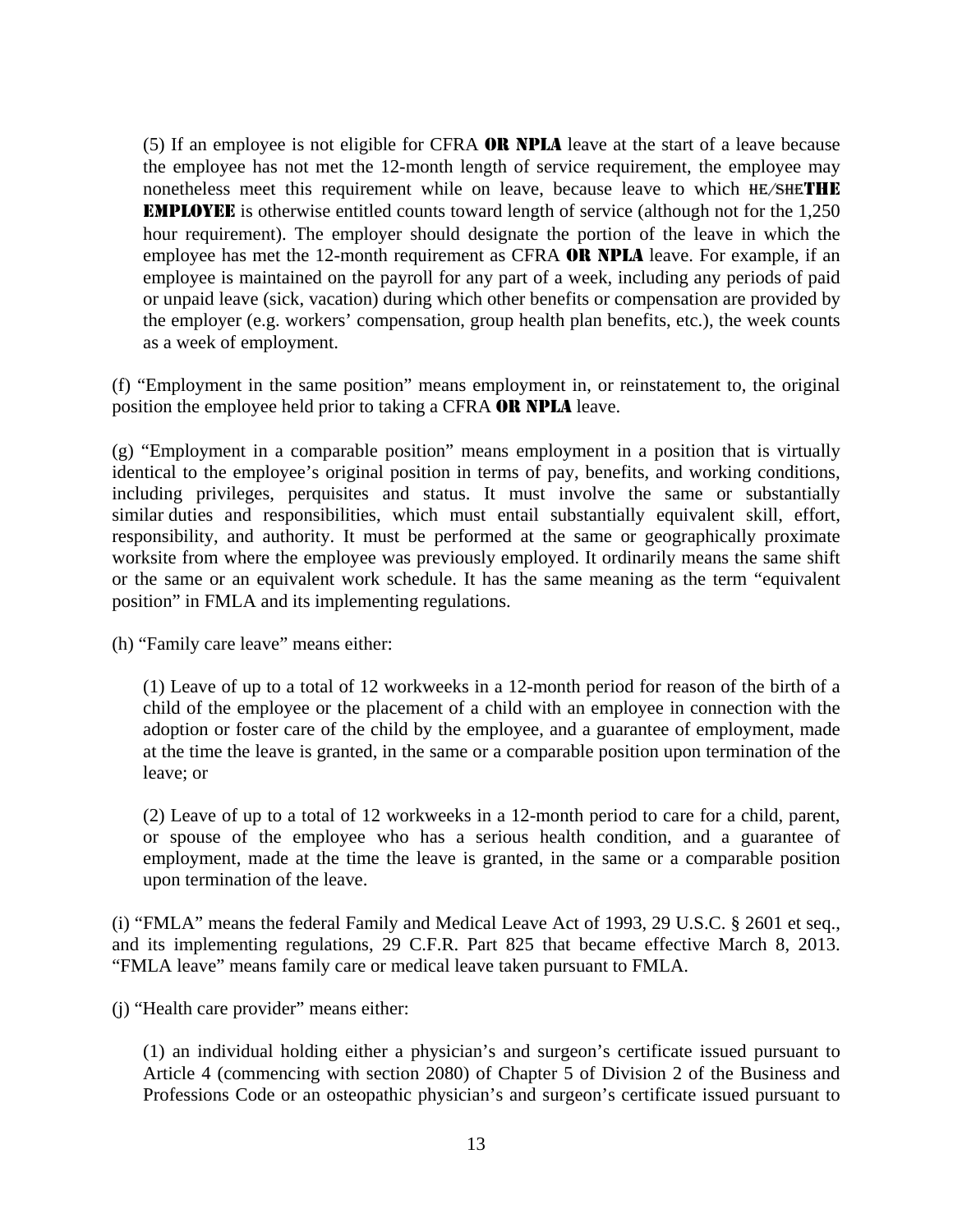(5) If an employee is not eligible for CFRA **OR NPLA** leave at the start of a leave because the employee has not met the 12-month length of service requirement, the employee may nonetheless meet this requirement while on leave, because leave to which ~~he/she~~**THE EMPLOYEE** is otherwise entitled counts toward length of service (although not for the 1,250 hour requirement). The employer should designate the portion of the leave in which the employee has met the 12-month requirement as CFRA **OR NPLA** leave. For example, if an employee is maintained on the payroll for any part of a week, including any periods of paid or unpaid leave (sick, vacation) during which other benefits or compensation are provided by the employer (e.g. workers' compensation, group health plan benefits, etc.), the week counts as a week of employment.

(f) "Employment in the same position" means employment in, or reinstatement to, the original position the employee held prior to taking a CFRA **OR NPLA** leave.

(g) "Employment in a comparable position" means employment in a position that is virtually identical to the employee's original position in terms of pay, benefits, and working conditions, including privileges, perquisites and status. It must involve the same or substantially similar duties and responsibilities, which must entail substantially equivalent skill, effort, responsibility, and authority. It must be performed at the same or geographically proximate worksite from where the employee was previously employed. It ordinarily means the same shift or the same or an equivalent work schedule. It has the same meaning as the term "equivalent position" in FMLA and its implementing regulations.

(h) "Family care leave" means either:

(1) Leave of up to a total of 12 workweeks in a 12-month period for reason of the birth of a child of the employee or the placement of a child with an employee in connection with the adoption or foster care of the child by the employee, and a guarantee of employment, made at the time the leave is granted, in the same or a comparable position upon termination of the leave; or

(2) Leave of up to a total of 12 workweeks in a 12-month period to care for a child, parent, or spouse of the employee who has a serious health condition, and a guarantee of employment, made at the time the leave is granted, in the same or a comparable position upon termination of the leave.

(i) "FMLA" means the federal Family and Medical Leave Act of 1993, 29 U.S.C. § 2601 et seq., and its implementing regulations, 29 C.F.R. Part 825 that became effective March 8, 2013. "FMLA leave" means family care or medical leave taken pursuant to FMLA.

(j) "Health care provider" means either:

(1) an individual holding either a physician's and surgeon's certificate issued pursuant to Article 4 (commencing with section 2080) of Chapter 5 of Division 2 of the Business and Professions Code or an osteopathic physician's and surgeon's certificate issued pursuant to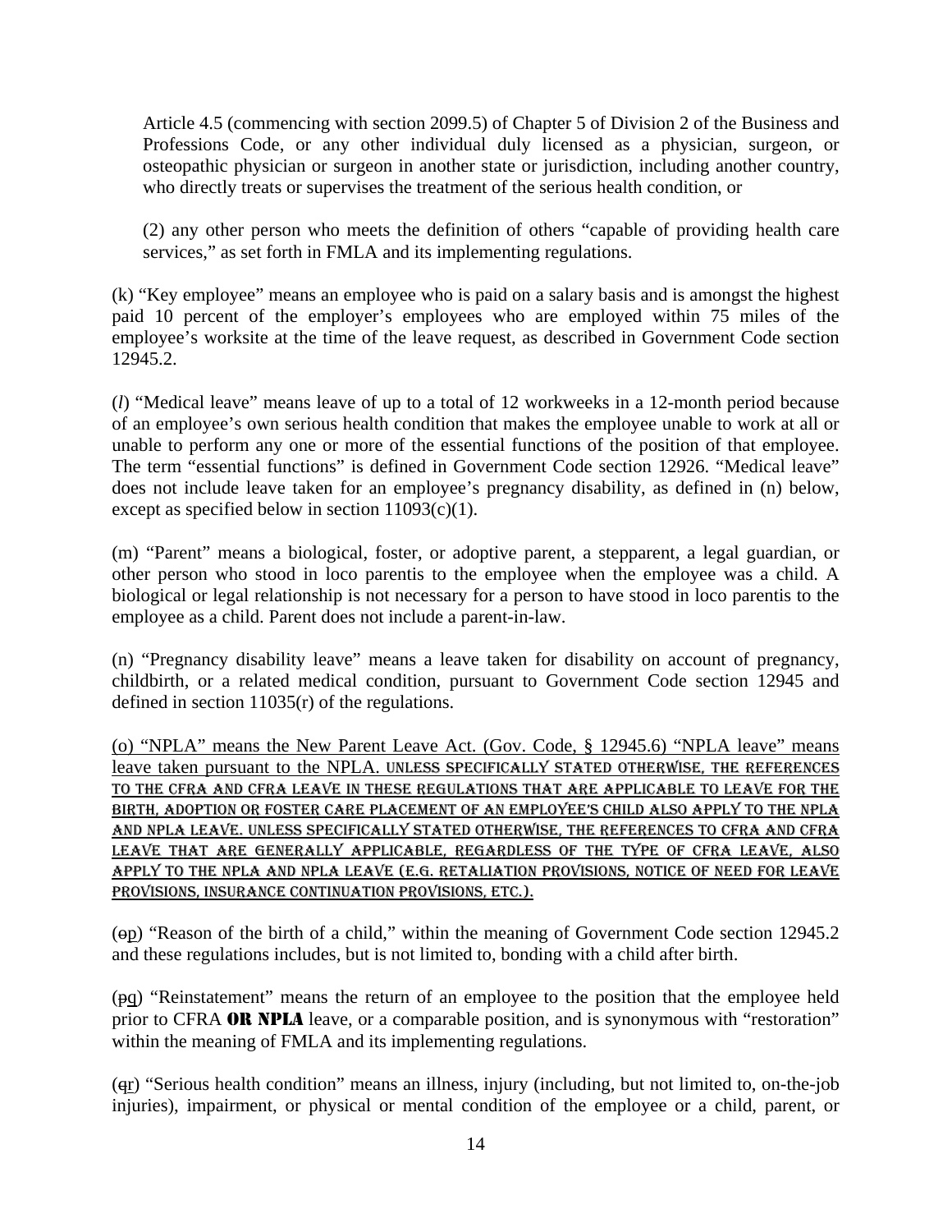Article 4.5 (commencing with section 2099.5) of Chapter 5 of Division 2 of the Business and Professions Code, or any other individual duly licensed as a physician, surgeon, or osteopathic physician or surgeon in another state or jurisdiction, including another country, who directly treats or supervises the treatment of the serious health condition, or

(2) any other person who meets the definition of others "capable of providing health care services," as set forth in FMLA and its implementing regulations.

(k) "Key employee" means an employee who is paid on a salary basis and is amongst the highest paid 10 percent of the employer's employees who are employed within 75 miles of the employee's worksite at the time of the leave request, as described in Government Code section 12945.2.

(*l*) "Medical leave" means leave of up to a total of 12 workweeks in a 12-month period because of an employee's own serious health condition that makes the employee unable to work at all or unable to perform any one or more of the essential functions of the position of that employee. The term "essential functions" is defined in Government Code section 12926. "Medical leave" does not include leave taken for an employee's pregnancy disability, as defined in (n) below, except as specified below in section 11093(c)(1).

(m) "Parent" means a biological, foster, or adoptive parent, a stepparent, a legal guardian, or other person who stood in loco parentis to the employee when the employee was a child. A biological or legal relationship is not necessary for a person to have stood in loco parentis to the employee as a child. Parent does not include a parent-in-law.

(n) "Pregnancy disability leave" means a leave taken for disability on account of pregnancy, childbirth, or a related medical condition, pursuant to Government Code section 12945 and defined in section 11035(r) of the regulations.

<u>(o) "NPLA" means the New Parent Leave Act. (Gov. Code, § 12945.6) "NPLA leave" means leave taken pursuant to the NPLA. UNLESS SPECIFICALLY STATED OTHERWISE, THE REFERENCES TO THE CFRA AND CFRA LEAVE IN THESE REGULATIONS THAT ARE APPLICABLE TO LEAVE FOR THE BIRTH, ADOPTION OR FOSTER CARE PLACEMENT OF AN EMPLOYEE'S CHILD ALSO APPLY TO THE NPLA AND NPLA LEAVE. UNLESS SPECIFICALLY STATED OTHERWISE, THE REFERENCES TO CFRA AND CFRA LEAVE THAT ARE GENERALLY APPLICABLE, REGARDLESS OF THE TYPE OF CFRA LEAVE, ALSO APPLY TO THE NPLA AND NPLA LEAVE (E.G. RETALIATION PROVISIONS, NOTICE OF NEED FOR LEAVE PROVISIONS, INSURANCE CONTINUATION PROVISIONS, ETC.).</u>

(~~o~~<u>p</u>) "Reason of the birth of a child," within the meaning of Government Code section 12945.2 and these regulations includes, but is not limited to, bonding with a child after birth.

(~~p~~<u>q</u>) "Reinstatement" means the return of an employee to the position that the employee held prior to CFRA **OR NPLA** leave, or a comparable position, and is synonymous with "restoration" within the meaning of FMLA and its implementing regulations.

(~~q~~<u>r</u>) "Serious health condition" means an illness, injury (including, but not limited to, on-the-job injuries), impairment, or physical or mental condition of the employee or a child, parent, or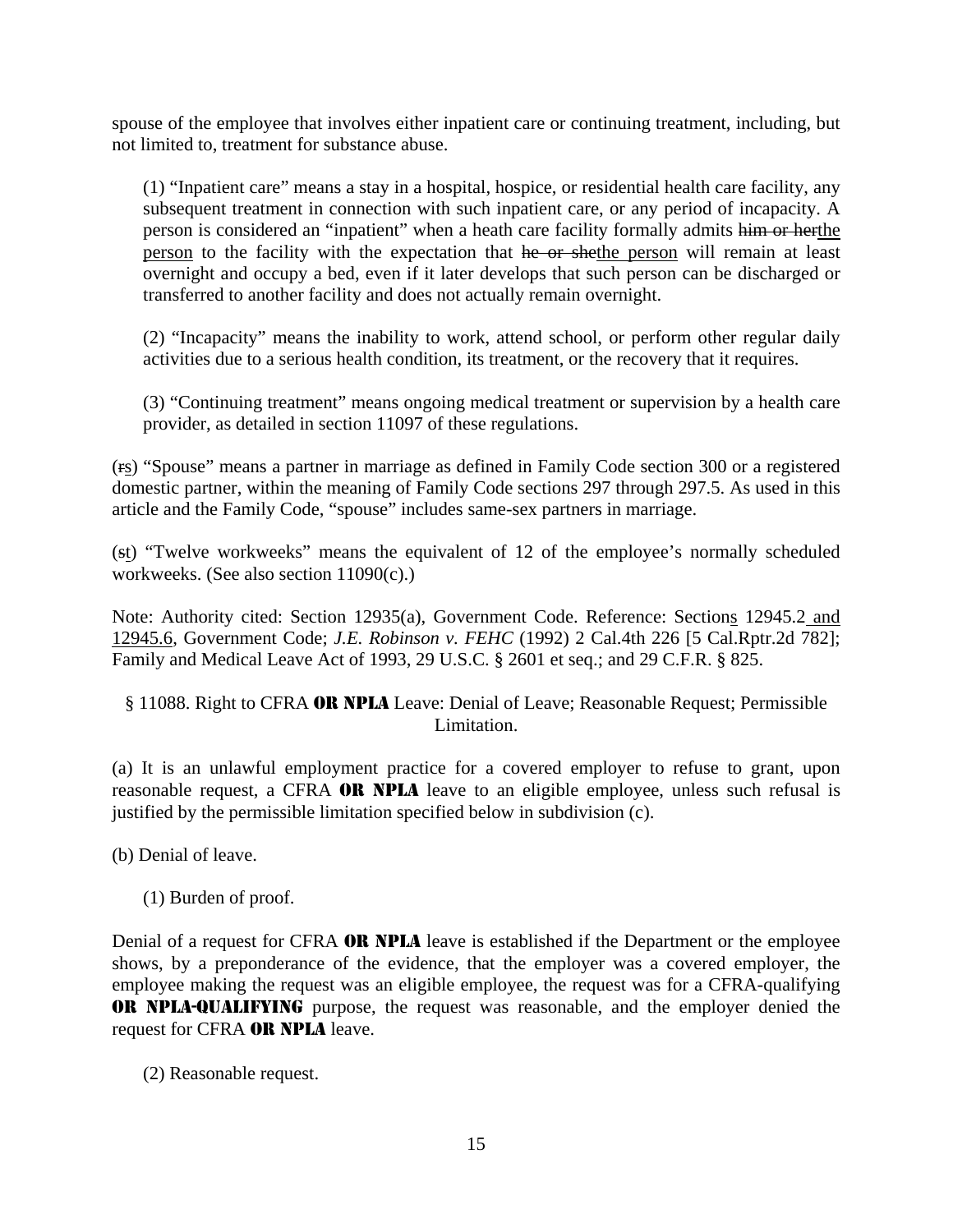spouse of the employee that involves either inpatient care or continuing treatment, including, but not limited to, treatment for substance abuse.

(1) "Inpatient care" means a stay in a hospital, hospice, or residential health care facility, any subsequent treatment in connection with such inpatient care, or any period of incapacity. A person is considered an "inpatient" when a heath care facility formally admits ~~him or her~~the person to the facility with the expectation that ~~he or she~~the person will remain at least overnight and occupy a bed, even if it later develops that such person can be discharged or transferred to another facility and does not actually remain overnight.

(2) "Incapacity" means the inability to work, attend school, or perform other regular daily activities due to a serious health condition, its treatment, or the recovery that it requires.

(3) "Continuing treatment" means ongoing medical treatment or supervision by a health care provider, as detailed in section 11097 of these regulations.

(~~r~~s) "Spouse" means a partner in marriage as defined in Family Code section 300 or a registered domestic partner, within the meaning of Family Code sections 297 through 297.5. As used in this article and the Family Code, "spouse" includes same-sex partners in marriage.

(~~s~~t) "Twelve workweeks" means the equivalent of 12 of the employee's normally scheduled workweeks. (See also section 11090(c).)

Note: Authority cited: Section 12935(a), Government Code. Reference: Sections 12945.2 and 12945.6, Government Code; *J.E. Robinson v. FEHC* (1992) 2 Cal.4th 226 [5 Cal.Rptr.2d 782]; Family and Medical Leave Act of 1993, 29 U.S.C. § 2601 et seq.; and 29 C.F.R. § 825.

§ 11088. Right to CFRA **OR NPLA** Leave: Denial of Leave; Reasonable Request; Permissible Limitation.

(a) It is an unlawful employment practice for a covered employer to refuse to grant, upon reasonable request, a CFRA **OR NPLA** leave to an eligible employee, unless such refusal is justified by the permissible limitation specified below in subdivision (c).

(b) Denial of leave.

(1) Burden of proof.

Denial of a request for CFRA **OR NPLA** leave is established if the Department or the employee shows, by a preponderance of the evidence, that the employer was a covered employer, the employee making the request was an eligible employee, the request was for a CFRA-qualifying **OR NPLA-QUALIFYING** purpose, the request was reasonable, and the employer denied the request for CFRA **OR NPLA** leave.

(2) Reasonable request.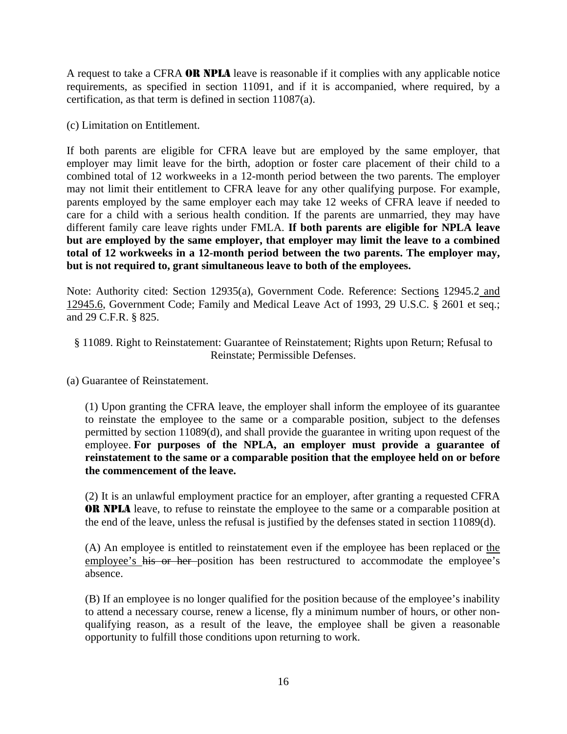A request to take a CFRA **OR NPLA** leave is reasonable if it complies with any applicable notice requirements, as specified in section 11091, and if it is accompanied, where required, by a certification, as that term is defined in section 11087(a).

(c) Limitation on Entitlement.

If both parents are eligible for CFRA leave but are employed by the same employer, that employer may limit leave for the birth, adoption or foster care placement of their child to a combined total of 12 workweeks in a 12-month period between the two parents. The employer may not limit their entitlement to CFRA leave for any other qualifying purpose. For example, parents employed by the same employer each may take 12 weeks of CFRA leave if needed to care for a child with a serious health condition. If the parents are unmarried, they may have different family care leave rights under FMLA. **If both parents are eligible for NPLA leave but are employed by the same employer, that employer may limit the leave to a combined total of 12 workweeks in a 12-month period between the two parents. The employer may, but is not required to, grant simultaneous leave to both of the employees.**

Note: Authority cited: Section 12935(a), Government Code. Reference: Sections 12945.2 and 12945.6, Government Code; Family and Medical Leave Act of 1993, 29 U.S.C. § 2601 et seq.; and 29 C.F.R. § 825.

§ 11089. Right to Reinstatement: Guarantee of Reinstatement; Rights upon Return; Refusal to Reinstate; Permissible Defenses.

(a) Guarantee of Reinstatement.

(1) Upon granting the CFRA leave, the employer shall inform the employee of its guarantee to reinstate the employee to the same or a comparable position, subject to the defenses permitted by section 11089(d), and shall provide the guarantee in writing upon request of the employee. **For purposes of the NPLA, an employer must provide a guarantee of reinstatement to the same or a comparable position that the employee held on or before the commencement of the leave.**

(2) It is an unlawful employment practice for an employer, after granting a requested CFRA **OR NPLA** leave, to refuse to reinstate the employee to the same or a comparable position at the end of the leave, unless the refusal is justified by the defenses stated in section 11089(d).

(A) An employee is entitled to reinstatement even if the employee has been replaced or the employee's ~~his or her~~ position has been restructured to accommodate the employee's absence.

(B) If an employee is no longer qualified for the position because of the employee's inability to attend a necessary course, renew a license, fly a minimum number of hours, or other non-qualifying reason, as a result of the leave, the employee shall be given a reasonable opportunity to fulfill those conditions upon returning to work.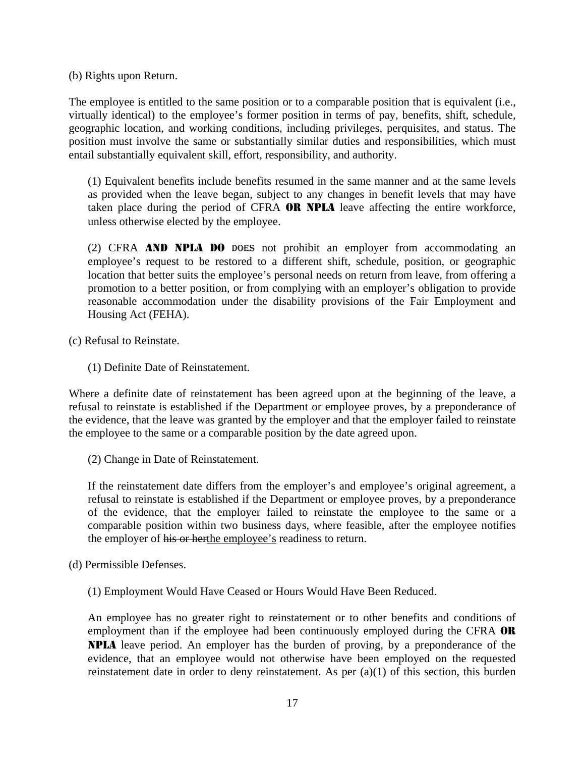(b) Rights upon Return.

The employee is entitled to the same position or to a comparable position that is equivalent (i.e., virtually identical) to the employee's former position in terms of pay, benefits, shift, schedule, geographic location, and working conditions, including privileges, perquisites, and status. The position must involve the same or substantially similar duties and responsibilities, which must entail substantially equivalent skill, effort, responsibility, and authority.

(1) Equivalent benefits include benefits resumed in the same manner and at the same levels as provided when the leave began, subject to any changes in benefit levels that may have taken place during the period of CFRA **OR NPLA** leave affecting the entire workforce, unless otherwise elected by the employee.

(2) CFRA **AND NPLA DO** ~~DOES~~ not prohibit an employer from accommodating an employee's request to be restored to a different shift, schedule, position, or geographic location that better suits the employee's personal needs on return from leave, from offering a promotion to a better position, or from complying with an employer's obligation to provide reasonable accommodation under the disability provisions of the Fair Employment and Housing Act (FEHA).

(c) Refusal to Reinstate.

(1) Definite Date of Reinstatement.

Where a definite date of reinstatement has been agreed upon at the beginning of the leave, a refusal to reinstate is established if the Department or employee proves, by a preponderance of the evidence, that the leave was granted by the employer and that the employer failed to reinstate the employee to the same or a comparable position by the date agreed upon.

(2) Change in Date of Reinstatement.

If the reinstatement date differs from the employer's and employee's original agreement, a refusal to reinstate is established if the Department or employee proves, by a preponderance of the evidence, that the employer failed to reinstate the employee to the same or a comparable position within two business days, where feasible, after the employee notifies the employer of ~~his or her~~<u>the employee's</u> readiness to return.

(d) Permissible Defenses.

(1) Employment Would Have Ceased or Hours Would Have Been Reduced.

An employee has no greater right to reinstatement or to other benefits and conditions of employment than if the employee had been continuously employed during the CFRA **OR NPLA** leave period. An employer has the burden of proving, by a preponderance of the evidence, that an employee would not otherwise have been employed on the requested reinstatement date in order to deny reinstatement. As per (a)(1) of this section, this burden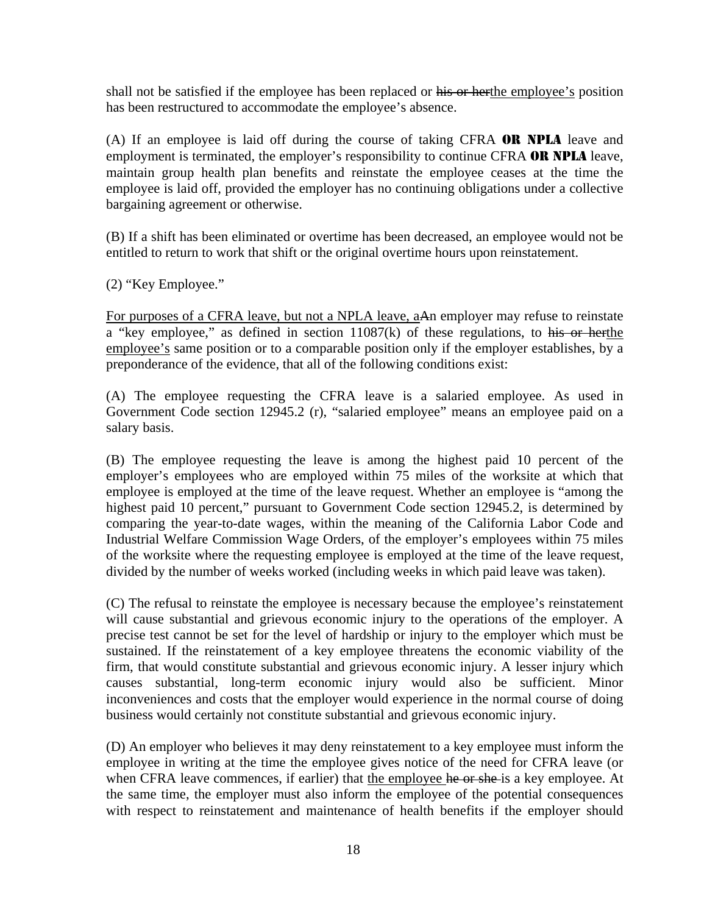shall not be satisfied if the employee has been replaced or ~~his or her~~<u>the employee's</u> position has been restructured to accommodate the employee's absence.

(A) If an employee is laid off during the course of taking CFRA **OR NPLA** leave and employment is terminated, the employer's responsibility to continue CFRA **OR NPLA** leave, maintain group health plan benefits and reinstate the employee ceases at the time the employee is laid off, provided the employer has no continuing obligations under a collective bargaining agreement or otherwise.

(B) If a shift has been eliminated or overtime has been decreased, an employee would not be entitled to return to work that shift or the original overtime hours upon reinstatement.

(2) "Key Employee."

<u>For purposes of a CFRA leave, but not a NPLA leave, a</u>~~A~~n employer may refuse to reinstate a "key employee," as defined in section 11087(k) of these regulations, to ~~his or her~~<u>the employee's</u> same position or to a comparable position only if the employer establishes, by a preponderance of the evidence, that all of the following conditions exist:

(A) The employee requesting the CFRA leave is a salaried employee. As used in Government Code section 12945.2 (r), "salaried employee" means an employee paid on a salary basis.

(B) The employee requesting the leave is among the highest paid 10 percent of the employer's employees who are employed within 75 miles of the worksite at which that employee is employed at the time of the leave request. Whether an employee is "among the highest paid 10 percent," pursuant to Government Code section 12945.2, is determined by comparing the year-to-date wages, within the meaning of the California Labor Code and Industrial Welfare Commission Wage Orders, of the employer's employees within 75 miles of the worksite where the requesting employee is employed at the time of the leave request, divided by the number of weeks worked (including weeks in which paid leave was taken).

(C) The refusal to reinstate the employee is necessary because the employee's reinstatement will cause substantial and grievous economic injury to the operations of the employer. A precise test cannot be set for the level of hardship or injury to the employer which must be sustained. If the reinstatement of a key employee threatens the economic viability of the firm, that would constitute substantial and grievous economic injury. A lesser injury which causes substantial, long-term economic injury would also be sufficient. Minor inconveniences and costs that the employer would experience in the normal course of doing business would certainly not constitute substantial and grievous economic injury.

(D) An employer who believes it may deny reinstatement to a key employee must inform the employee in writing at the time the employee gives notice of the need for CFRA leave (or when CFRA leave commences, if earlier) that <u>the employee</u> ~~he or she~~ is a key employee. At the same time, the employer must also inform the employee of the potential consequences with respect to reinstatement and maintenance of health benefits if the employer should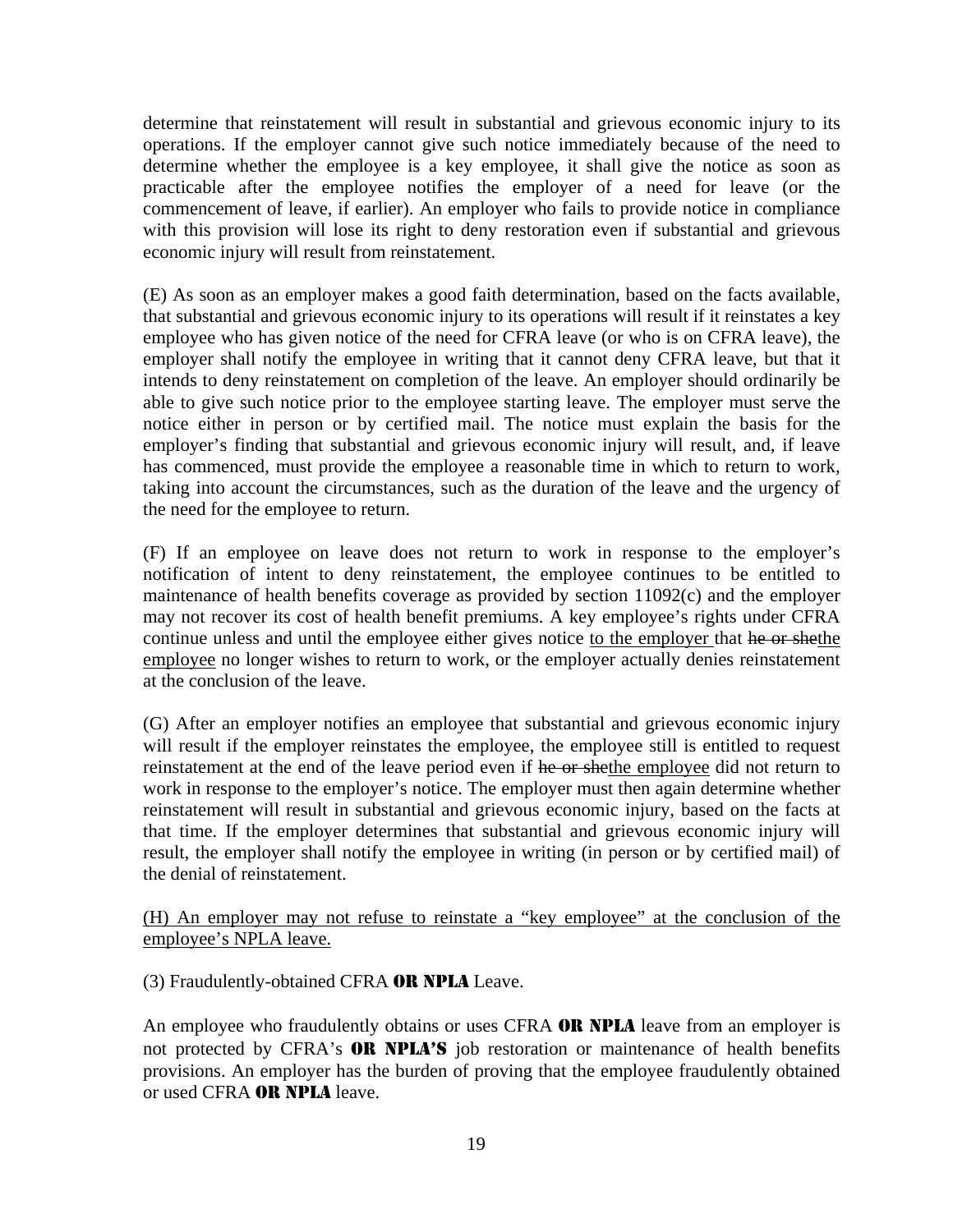determine that reinstatement will result in substantial and grievous economic injury to its operations. If the employer cannot give such notice immediately because of the need to determine whether the employee is a key employee, it shall give the notice as soon as practicable after the employee notifies the employer of a need for leave (or the commencement of leave, if earlier). An employer who fails to provide notice in compliance with this provision will lose its right to deny restoration even if substantial and grievous economic injury will result from reinstatement.

(E) As soon as an employer makes a good faith determination, based on the facts available, that substantial and grievous economic injury to its operations will result if it reinstates a key employee who has given notice of the need for CFRA leave (or who is on CFRA leave), the employer shall notify the employee in writing that it cannot deny CFRA leave, but that it intends to deny reinstatement on completion of the leave. An employer should ordinarily be able to give such notice prior to the employee starting leave. The employer must serve the notice either in person or by certified mail. The notice must explain the basis for the employer's finding that substantial and grievous economic injury will result, and, if leave has commenced, must provide the employee a reasonable time in which to return to work, taking into account the circumstances, such as the duration of the leave and the urgency of the need for the employee to return.

(F) If an employee on leave does not return to work in response to the employer's notification of intent to deny reinstatement, the employee continues to be entitled to maintenance of health benefits coverage as provided by section 11092(c) and the employer may not recover its cost of health benefit premiums. A key employee's rights under CFRA continue unless and until the employee either gives notice <u>to the employer</u> that ~~he or she~~<u>the employee</u> no longer wishes to return to work, or the employer actually denies reinstatement at the conclusion of the leave.

(G) After an employer notifies an employee that substantial and grievous economic injury will result if the employer reinstates the employee, the employee still is entitled to request reinstatement at the end of the leave period even if ~~he or she~~<u>the employee</u> did not return to work in response to the employer's notice. The employer must then again determine whether reinstatement will result in substantial and grievous economic injury, based on the facts at that time. If the employer determines that substantial and grievous economic injury will result, the employer shall notify the employee in writing (in person or by certified mail) of the denial of reinstatement.

<u>(H) An employer may not refuse to reinstate a "key employee" at the conclusion of the employee's NPLA leave.</u>

(3) Fraudulently-obtained CFRA **OR NPLA** Leave.

An employee who fraudulently obtains or uses CFRA **OR NPLA** leave from an employer is not protected by CFRA's **OR NPLA'S** job restoration or maintenance of health benefits provisions. An employer has the burden of proving that the employee fraudulently obtained or used CFRA **OR NPLA** leave.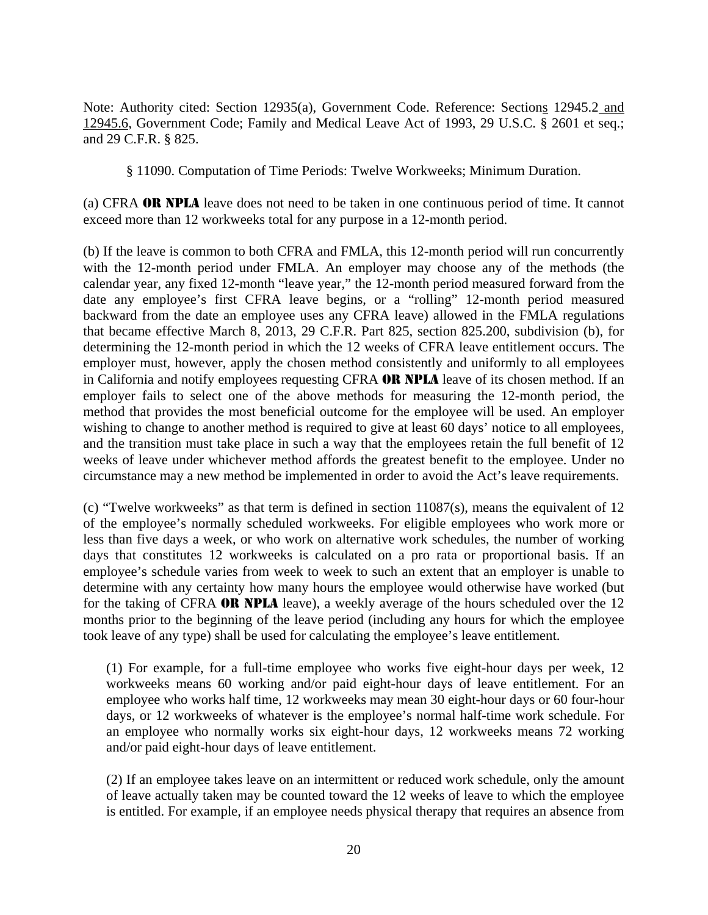Note: Authority cited: Section 12935(a), Government Code. Reference: Sections 12945.2 and 12945.6, Government Code; Family and Medical Leave Act of 1993, 29 U.S.C. § 2601 et seq.; and 29 C.F.R. § 825.

§ 11090. Computation of Time Periods: Twelve Workweeks; Minimum Duration.

(a) CFRA **OR NPLA** leave does not need to be taken in one continuous period of time. It cannot exceed more than 12 workweeks total for any purpose in a 12-month period.

(b) If the leave is common to both CFRA and FMLA, this 12-month period will run concurrently with the 12-month period under FMLA. An employer may choose any of the methods (the calendar year, any fixed 12-month "leave year," the 12-month period measured forward from the date any employee's first CFRA leave begins, or a "rolling" 12-month period measured backward from the date an employee uses any CFRA leave) allowed in the FMLA regulations that became effective March 8, 2013, 29 C.F.R. Part 825, section 825.200, subdivision (b), for determining the 12-month period in which the 12 weeks of CFRA leave entitlement occurs. The employer must, however, apply the chosen method consistently and uniformly to all employees in California and notify employees requesting CFRA **OR NPLA** leave of its chosen method. If an employer fails to select one of the above methods for measuring the 12-month period, the method that provides the most beneficial outcome for the employee will be used. An employer wishing to change to another method is required to give at least 60 days' notice to all employees, and the transition must take place in such a way that the employees retain the full benefit of 12 weeks of leave under whichever method affords the greatest benefit to the employee. Under no circumstance may a new method be implemented in order to avoid the Act's leave requirements.

(c) "Twelve workweeks" as that term is defined in section 11087(s), means the equivalent of 12 of the employee's normally scheduled workweeks. For eligible employees who work more or less than five days a week, or who work on alternative work schedules, the number of working days that constitutes 12 workweeks is calculated on a pro rata or proportional basis. If an employee's schedule varies from week to week to such an extent that an employer is unable to determine with any certainty how many hours the employee would otherwise have worked (but for the taking of CFRA **OR NPLA** leave), a weekly average of the hours scheduled over the 12 months prior to the beginning of the leave period (including any hours for which the employee took leave of any type) shall be used for calculating the employee's leave entitlement.

(1) For example, for a full-time employee who works five eight-hour days per week, 12 workweeks means 60 working and/or paid eight-hour days of leave entitlement. For an employee who works half time, 12 workweeks may mean 30 eight-hour days or 60 four-hour days, or 12 workweeks of whatever is the employee's normal half-time work schedule. For an employee who normally works six eight-hour days, 12 workweeks means 72 working and/or paid eight-hour days of leave entitlement.

(2) If an employee takes leave on an intermittent or reduced work schedule, only the amount of leave actually taken may be counted toward the 12 weeks of leave to which the employee is entitled. For example, if an employee needs physical therapy that requires an absence from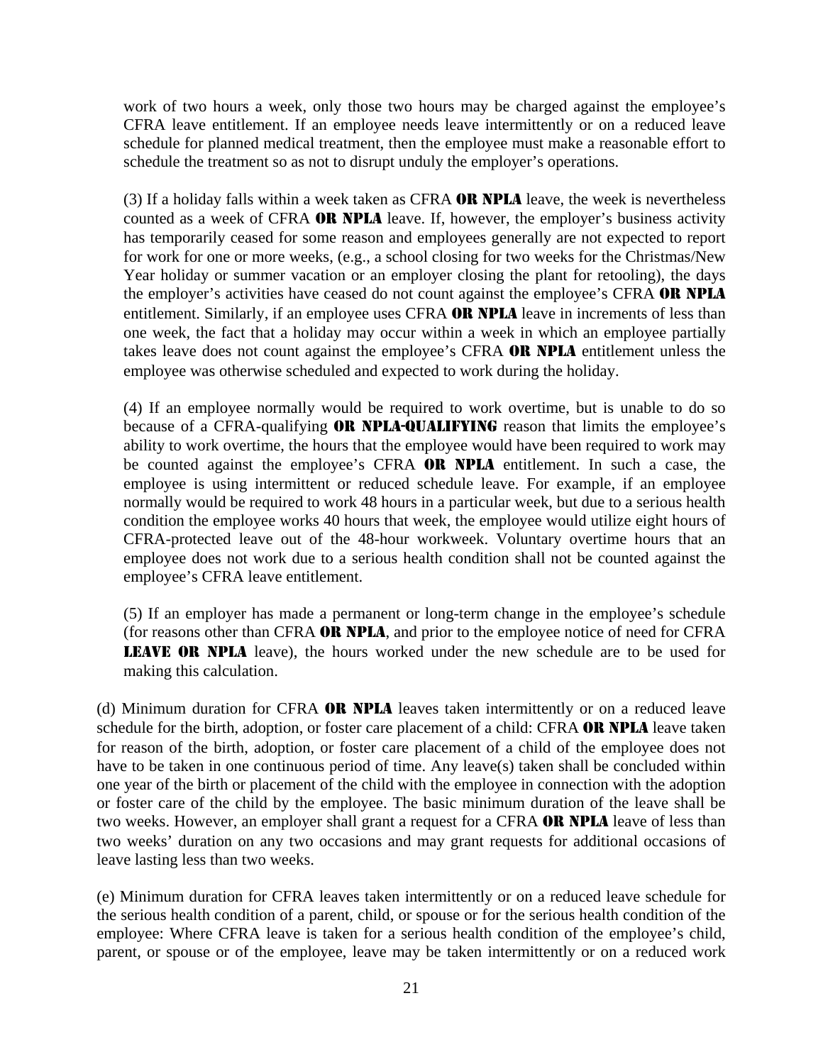work of two hours a week, only those two hours may be charged against the employee's CFRA leave entitlement. If an employee needs leave intermittently or on a reduced leave schedule for planned medical treatment, then the employee must make a reasonable effort to schedule the treatment so as not to disrupt unduly the employer's operations.

(3) If a holiday falls within a week taken as CFRA **OR NPLA** leave, the week is nevertheless counted as a week of CFRA **OR NPLA** leave. If, however, the employer's business activity has temporarily ceased for some reason and employees generally are not expected to report for work for one or more weeks, (e.g., a school closing for two weeks for the Christmas/New Year holiday or summer vacation or an employer closing the plant for retooling), the days the employer's activities have ceased do not count against the employee's CFRA **OR NPLA** entitlement. Similarly, if an employee uses CFRA **OR NPLA** leave in increments of less than one week, the fact that a holiday may occur within a week in which an employee partially takes leave does not count against the employee's CFRA **OR NPLA** entitlement unless the employee was otherwise scheduled and expected to work during the holiday.

(4) If an employee normally would be required to work overtime, but is unable to do so because of a CFRA-qualifying **OR NPLA-QUALIFYING** reason that limits the employee's ability to work overtime, the hours that the employee would have been required to work may be counted against the employee's CFRA **OR NPLA** entitlement. In such a case, the employee is using intermittent or reduced schedule leave. For example, if an employee normally would be required to work 48 hours in a particular week, but due to a serious health condition the employee works 40 hours that week, the employee would utilize eight hours of CFRA-protected leave out of the 48-hour workweek. Voluntary overtime hours that an employee does not work due to a serious health condition shall not be counted against the employee's CFRA leave entitlement.

(5) If an employer has made a permanent or long-term change in the employee's schedule (for reasons other than CFRA **OR NPLA**, and prior to the employee notice of need for CFRA **LEAVE OR NPLA** leave), the hours worked under the new schedule are to be used for making this calculation.

(d) Minimum duration for CFRA **OR NPLA** leaves taken intermittently or on a reduced leave schedule for the birth, adoption, or foster care placement of a child: CFRA **OR NPLA** leave taken for reason of the birth, adoption, or foster care placement of a child of the employee does not have to be taken in one continuous period of time. Any leave(s) taken shall be concluded within one year of the birth or placement of the child with the employee in connection with the adoption or foster care of the child by the employee. The basic minimum duration of the leave shall be two weeks. However, an employer shall grant a request for a CFRA **OR NPLA** leave of less than two weeks' duration on any two occasions and may grant requests for additional occasions of leave lasting less than two weeks.

(e) Minimum duration for CFRA leaves taken intermittently or on a reduced leave schedule for the serious health condition of a parent, child, or spouse or for the serious health condition of the employee: Where CFRA leave is taken for a serious health condition of the employee's child, parent, or spouse or of the employee, leave may be taken intermittently or on a reduced work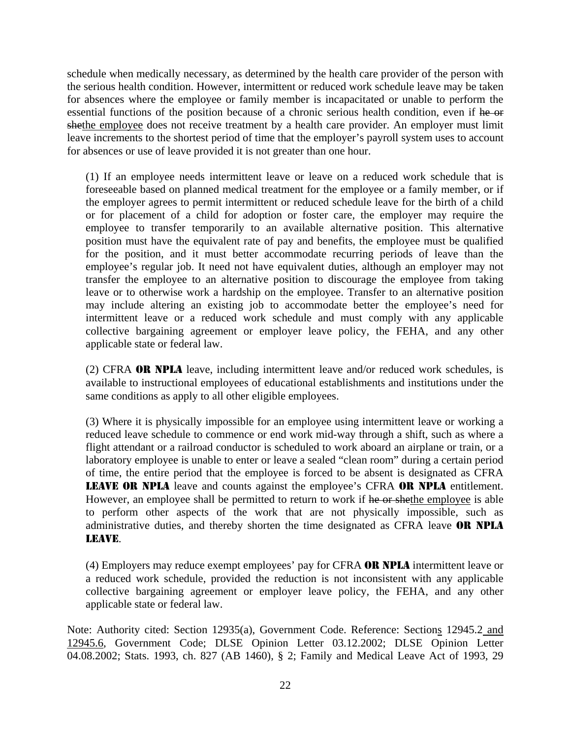schedule when medically necessary, as determined by the health care provider of the person with the serious health condition. However, intermittent or reduced work schedule leave may be taken for absences where the employee or family member is incapacitated or unable to perform the essential functions of the position because of a chronic serious health condition, even if ~~he or she~~<u>the employee</u> does not receive treatment by a health care provider. An employer must limit leave increments to the shortest period of time that the employer's payroll system uses to account for absences or use of leave provided it is not greater than one hour.

(1) If an employee needs intermittent leave or leave on a reduced work schedule that is foreseeable based on planned medical treatment for the employee or a family member, or if the employer agrees to permit intermittent or reduced schedule leave for the birth of a child or for placement of a child for adoption or foster care, the employer may require the employee to transfer temporarily to an available alternative position. This alternative position must have the equivalent rate of pay and benefits, the employee must be qualified for the position, and it must better accommodate recurring periods of leave than the employee's regular job. It need not have equivalent duties, although an employer may not transfer the employee to an alternative position to discourage the employee from taking leave or to otherwise work a hardship on the employee. Transfer to an alternative position may include altering an existing job to accommodate better the employee's need for intermittent leave or a reduced work schedule and must comply with any applicable collective bargaining agreement or employer leave policy, the FEHA, and any other applicable state or federal law.

(2) CFRA **OR NPLA** leave, including intermittent leave and/or reduced work schedules, is available to instructional employees of educational establishments and institutions under the same conditions as apply to all other eligible employees.

(3) Where it is physically impossible for an employee using intermittent leave or working a reduced leave schedule to commence or end work mid-way through a shift, such as where a flight attendant or a railroad conductor is scheduled to work aboard an airplane or train, or a laboratory employee is unable to enter or leave a sealed "clean room" during a certain period of time, the entire period that the employee is forced to be absent is designated as CFRA **LEAVE OR NPLA** leave and counts against the employee's CFRA **OR NPLA** entitlement. However, an employee shall be permitted to return to work if ~~he or she~~<u>the employee</u> is able to perform other aspects of the work that are not physically impossible, such as administrative duties, and thereby shorten the time designated as CFRA leave **OR NPLA LEAVE**.

(4) Employers may reduce exempt employees' pay for CFRA **OR NPLA** intermittent leave or a reduced work schedule, provided the reduction is not inconsistent with any applicable collective bargaining agreement or employer leave policy, the FEHA, and any other applicable state or federal law.

Note: Authority cited: Section 12935(a), Government Code. Reference: Section<u>s</u> 12945.2<u> and 12945.6</u>, Government Code; DLSE Opinion Letter 03.12.2002; DLSE Opinion Letter 04.08.2002; Stats. 1993, ch. 827 (AB 1460), § 2; Family and Medical Leave Act of 1993, 29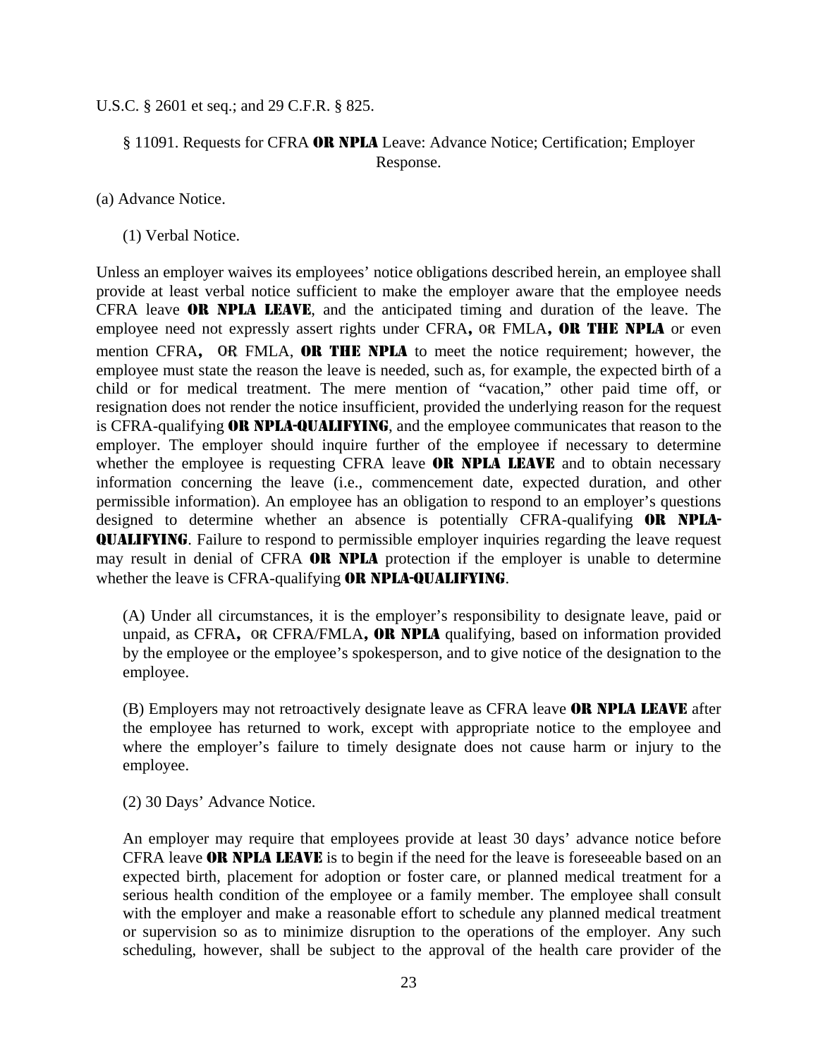U.S.C. § 2601 et seq.; and 29 C.F.R. § 825.

### § 11091. Requests for CFRA **OR NPLA** Leave: Advance Notice; Certification; Employer Response.

(a) Advance Notice.

(1) Verbal Notice.

Unless an employer waives its employees' notice obligations described herein, an employee shall provide at least verbal notice sufficient to make the employer aware that the employee needs CFRA leave **OR NPLA LEAVE**, and the anticipated timing and duration of the leave. The employee need not expressly assert rights under CFRA**,** OR FMLA**, OR THE NPLA** or even mention CFRA**,** OR FMLA, **OR THE NPLA** to meet the notice requirement; however, the employee must state the reason the leave is needed, such as, for example, the expected birth of a child or for medical treatment. The mere mention of "vacation," other paid time off, or resignation does not render the notice insufficient, provided the underlying reason for the request is CFRA-qualifying **OR NPLA-QUALIFYING**, and the employee communicates that reason to the employer. The employer should inquire further of the employee if necessary to determine whether the employee is requesting CFRA leave **OR NPLA LEAVE** and to obtain necessary information concerning the leave (i.e., commencement date, expected duration, and other permissible information). An employee has an obligation to respond to an employer's questions designed to determine whether an absence is potentially CFRA-qualifying **OR NPLA-QUALIFYING**. Failure to respond to permissible employer inquiries regarding the leave request may result in denial of CFRA **OR NPLA** protection if the employer is unable to determine whether the leave is CFRA-qualifying **OR NPLA-QUALIFYING**.

(A) Under all circumstances, it is the employer's responsibility to designate leave, paid or unpaid, as CFRA**,** OR CFRA/FMLA**, OR NPLA** qualifying, based on information provided by the employee or the employee's spokesperson, and to give notice of the designation to the employee.

(B) Employers may not retroactively designate leave as CFRA leave **OR NPLA LEAVE** after the employee has returned to work, except with appropriate notice to the employee and where the employer's failure to timely designate does not cause harm or injury to the employee.

(2) 30 Days' Advance Notice.

An employer may require that employees provide at least 30 days' advance notice before CFRA leave **OR NPLA LEAVE** is to begin if the need for the leave is foreseeable based on an expected birth, placement for adoption or foster care, or planned medical treatment for a serious health condition of the employee or a family member. The employee shall consult with the employer and make a reasonable effort to schedule any planned medical treatment or supervision so as to minimize disruption to the operations of the employer. Any such scheduling, however, shall be subject to the approval of the health care provider of the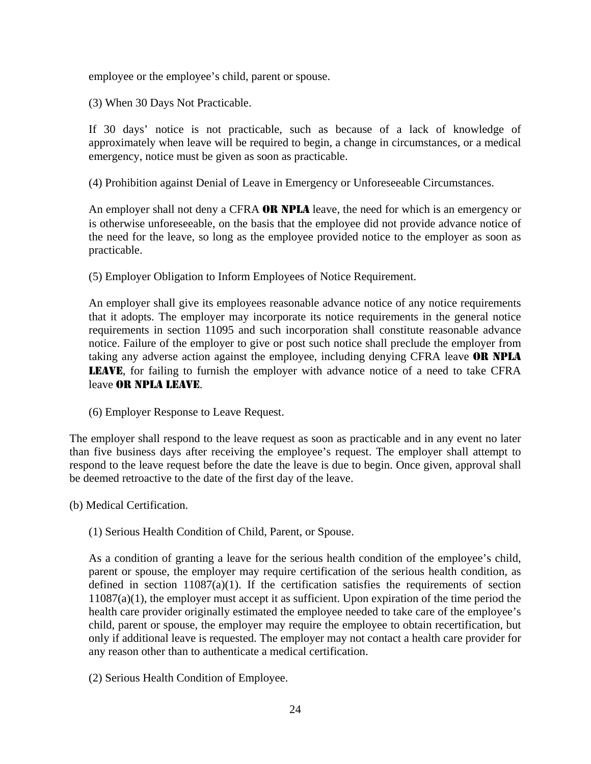employee or the employee's child, parent or spouse.

(3) When 30 Days Not Practicable.

If 30 days' notice is not practicable, such as because of a lack of knowledge of approximately when leave will be required to begin, a change in circumstances, or a medical emergency, notice must be given as soon as practicable.

(4) Prohibition against Denial of Leave in Emergency or Unforeseeable Circumstances.

An employer shall not deny a CFRA **OR NPLA** leave, the need for which is an emergency or is otherwise unforeseeable, on the basis that the employee did not provide advance notice of the need for the leave, so long as the employee provided notice to the employer as soon as practicable.

(5) Employer Obligation to Inform Employees of Notice Requirement.

An employer shall give its employees reasonable advance notice of any notice requirements that it adopts. The employer may incorporate its notice requirements in the general notice requirements in section 11095 and such incorporation shall constitute reasonable advance notice. Failure of the employer to give or post such notice shall preclude the employer from taking any adverse action against the employee, including denying CFRA leave **OR NPLA LEAVE**, for failing to furnish the employer with advance notice of a need to take CFRA leave **OR NPLA LEAVE**.

(6) Employer Response to Leave Request.

The employer shall respond to the leave request as soon as practicable and in any event no later than five business days after receiving the employee's request. The employer shall attempt to respond to the leave request before the date the leave is due to begin. Once given, approval shall be deemed retroactive to the date of the first day of the leave.

(b) Medical Certification.

(1) Serious Health Condition of Child, Parent, or Spouse.

As a condition of granting a leave for the serious health condition of the employee's child, parent or spouse, the employer may require certification of the serious health condition, as defined in section 11087(a)(1). If the certification satisfies the requirements of section 11087(a)(1), the employer must accept it as sufficient. Upon expiration of the time period the health care provider originally estimated the employee needed to take care of the employee's child, parent or spouse, the employer may require the employee to obtain recertification, but only if additional leave is requested. The employer may not contact a health care provider for any reason other than to authenticate a medical certification.

(2) Serious Health Condition of Employee.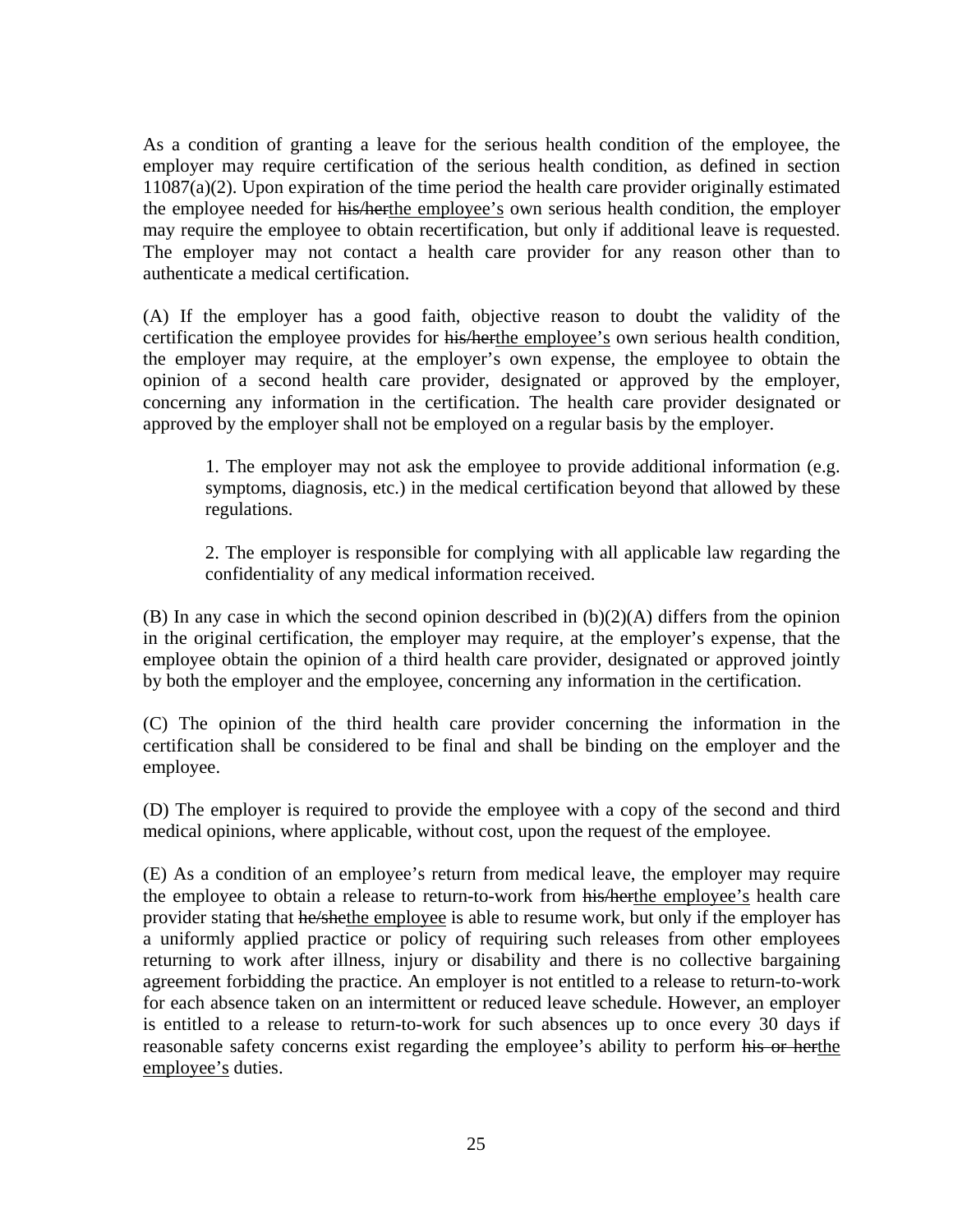As a condition of granting a leave for the serious health condition of the employee, the employer may require certification of the serious health condition, as defined in section 11087(a)(2). Upon expiration of the time period the health care provider originally estimated the employee needed for ~~his/her~~<u>the employee's</u> own serious health condition, the employer may require the employee to obtain recertification, but only if additional leave is requested. The employer may not contact a health care provider for any reason other than to authenticate a medical certification.

(A) If the employer has a good faith, objective reason to doubt the validity of the certification the employee provides for ~~his/her~~<u>the employee's</u> own serious health condition, the employer may require, at the employer's own expense, the employee to obtain the opinion of a second health care provider, designated or approved by the employer, concerning any information in the certification. The health care provider designated or approved by the employer shall not be employed on a regular basis by the employer.

> 1. The employer may not ask the employee to provide additional information (e.g. symptoms, diagnosis, etc.) in the medical certification beyond that allowed by these regulations.
>
> 2. The employer is responsible for complying with all applicable law regarding the confidentiality of any medical information received.

(B) In any case in which the second opinion described in (b)(2)(A) differs from the opinion in the original certification, the employer may require, at the employer's expense, that the employee obtain the opinion of a third health care provider, designated or approved jointly by both the employer and the employee, concerning any information in the certification.

(C) The opinion of the third health care provider concerning the information in the certification shall be considered to be final and shall be binding on the employer and the employee.

(D) The employer is required to provide the employee with a copy of the second and third medical opinions, where applicable, without cost, upon the request of the employee.

(E) As a condition of an employee's return from medical leave, the employer may require the employee to obtain a release to return-to-work from ~~his/her~~<u>the employee's</u> health care provider stating that ~~he/she~~<u>the employee</u> is able to resume work, but only if the employer has a uniformly applied practice or policy of requiring such releases from other employees returning to work after illness, injury or disability and there is no collective bargaining agreement forbidding the practice. An employer is not entitled to a release to return-to-work for each absence taken on an intermittent or reduced leave schedule. However, an employer is entitled to a release to return-to-work for such absences up to once every 30 days if reasonable safety concerns exist regarding the employee's ability to perform ~~his or her~~<u>the employee's</u> duties.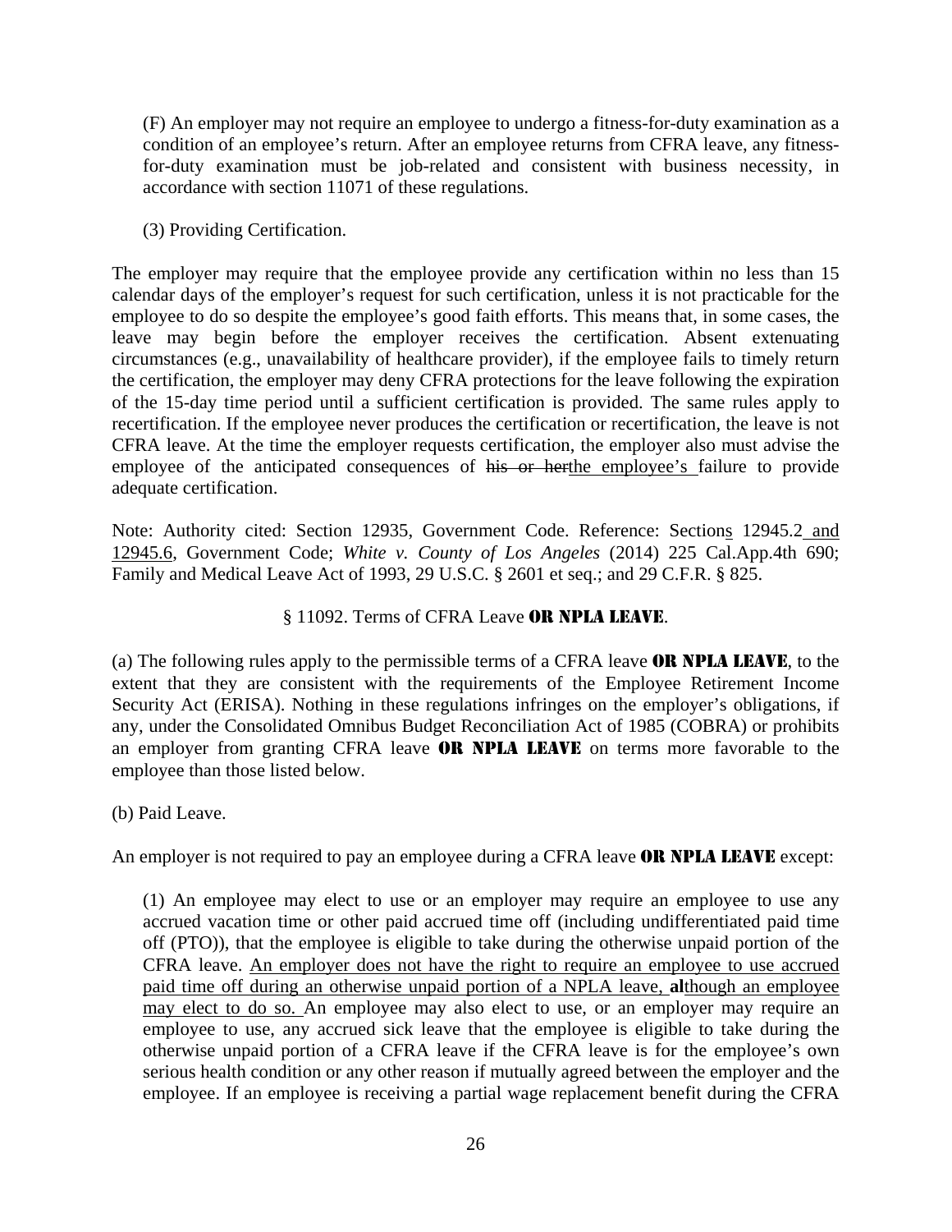(F) An employer may not require an employee to undergo a fitness-for-duty examination as a condition of an employee's return. After an employee returns from CFRA leave, any fitness-for-duty examination must be job-related and consistent with business necessity, in accordance with section 11071 of these regulations.

(3) Providing Certification.

The employer may require that the employee provide any certification within no less than 15 calendar days of the employer's request for such certification, unless it is not practicable for the employee to do so despite the employee's good faith efforts. This means that, in some cases, the leave may begin before the employer receives the certification. Absent extenuating circumstances (e.g., unavailability of healthcare provider), if the employee fails to timely return the certification, the employer may deny CFRA protections for the leave following the expiration of the 15-day time period until a sufficient certification is provided. The same rules apply to recertification. If the employee never produces the certification or recertification, the leave is not CFRA leave. At the time the employer requests certification, the employer also must advise the employee of the anticipated consequences of ~~his or her~~<u>the employee's </u>failure to provide adequate certification.

Note: Authority cited: Section 12935, Government Code. Reference: Section<u>s</u> 12945.2<u> and 12945.6</u>, Government Code; *White v. County of Los Angeles* (2014) 225 Cal.App.4th 690; Family and Medical Leave Act of 1993, 29 U.S.C. § 2601 et seq.; and 29 C.F.R. § 825.

§ 11092. Terms of CFRA Leave **OR NPLA LEAVE**.

(a) The following rules apply to the permissible terms of a CFRA leave **OR NPLA LEAVE**, to the extent that they are consistent with the requirements of the Employee Retirement Income Security Act (ERISA). Nothing in these regulations infringes on the employer's obligations, if any, under the Consolidated Omnibus Budget Reconciliation Act of 1985 (COBRA) or prohibits an employer from granting CFRA leave **OR NPLA LEAVE** on terms more favorable to the employee than those listed below.

(b) Paid Leave.

An employer is not required to pay an employee during a CFRA leave **OR NPLA LEAVE** except:

(1) An employee may elect to use or an employer may require an employee to use any accrued vacation time or other paid accrued time off (including undifferentiated paid time off (PTO)), that the employee is eligible to take during the otherwise unpaid portion of the CFRA leave. <u>An employer does not have the right to require an employee to use accrued paid time off during an otherwise unpaid portion of a NPLA leave, </u>**al**<u>though an employee may elect to do so. </u>An employee may also elect to use, or an employer may require an employee to use, any accrued sick leave that the employee is eligible to take during the otherwise unpaid portion of a CFRA leave if the CFRA leave is for the employee's own serious health condition or any other reason if mutually agreed between the employer and the employee. If an employee is receiving a partial wage replacement benefit during the CFRA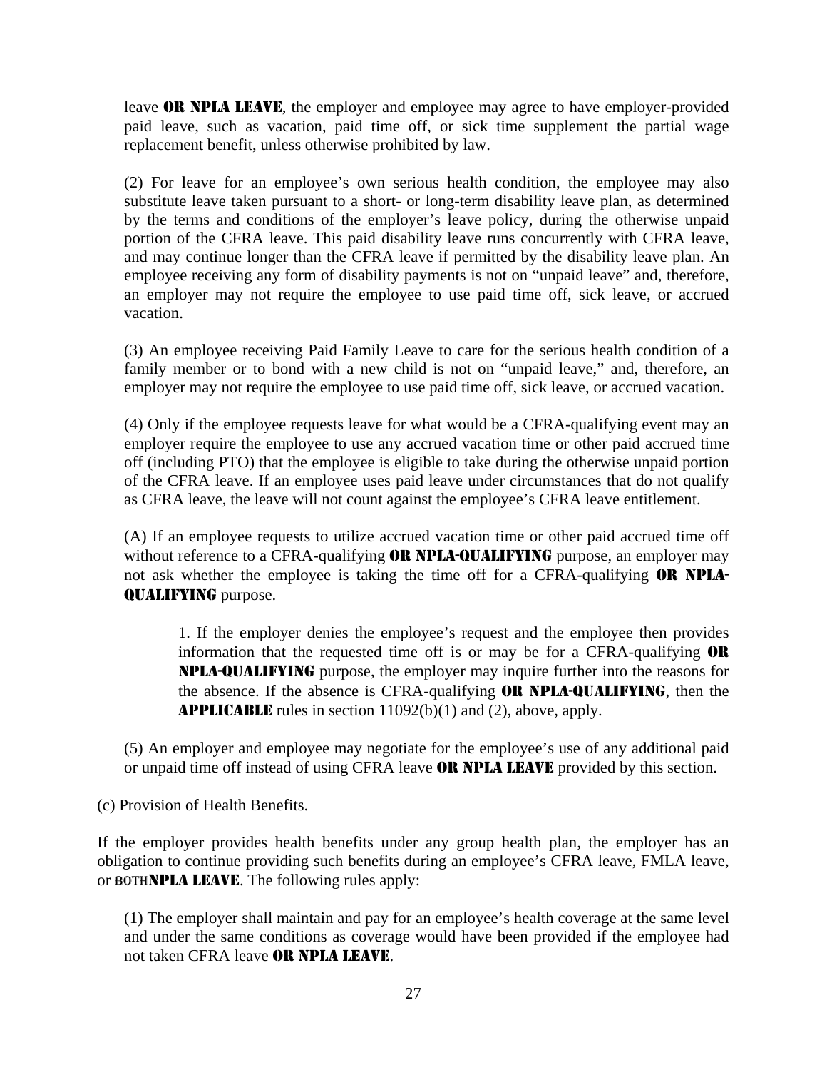leave **OR NPLA LEAVE**, the employer and employee may agree to have employer-provided paid leave, such as vacation, paid time off, or sick time supplement the partial wage replacement benefit, unless otherwise prohibited by law.

(2) For leave for an employee's own serious health condition, the employee may also substitute leave taken pursuant to a short- or long-term disability leave plan, as determined by the terms and conditions of the employer's leave policy, during the otherwise unpaid portion of the CFRA leave. This paid disability leave runs concurrently with CFRA leave, and may continue longer than the CFRA leave if permitted by the disability leave plan. An employee receiving any form of disability payments is not on "unpaid leave" and, therefore, an employer may not require the employee to use paid time off, sick leave, or accrued vacation.

(3) An employee receiving Paid Family Leave to care for the serious health condition of a family member or to bond with a new child is not on "unpaid leave," and, therefore, an employer may not require the employee to use paid time off, sick leave, or accrued vacation.

(4) Only if the employee requests leave for what would be a CFRA-qualifying event may an employer require the employee to use any accrued vacation time or other paid accrued time off (including PTO) that the employee is eligible to take during the otherwise unpaid portion of the CFRA leave. If an employee uses paid leave under circumstances that do not qualify as CFRA leave, the leave will not count against the employee's CFRA leave entitlement.

(A) If an employee requests to utilize accrued vacation time or other paid accrued time off without reference to a CFRA-qualifying **OR NPLA-QUALIFYING** purpose, an employer may not ask whether the employee is taking the time off for a CFRA-qualifying **OR NPLA-QUALIFYING** purpose.

1. If the employer denies the employee's request and the employee then provides information that the requested time off is or may be for a CFRA-qualifying **OR NPLA-QUALIFYING** purpose, the employer may inquire further into the reasons for the absence. If the absence is CFRA-qualifying **OR NPLA-QUALIFYING**, then the **APPLICABLE** rules in section 11092(b)(1) and (2), above, apply.

(5) An employer and employee may negotiate for the employee's use of any additional paid or unpaid time off instead of using CFRA leave **OR NPLA LEAVE** provided by this section.

(c) Provision of Health Benefits.

If the employer provides health benefits under any group health plan, the employer has an obligation to continue providing such benefits during an employee's CFRA leave, FMLA leave, or ~~BOTH~~**NPLA LEAVE**. The following rules apply:

(1) The employer shall maintain and pay for an employee's health coverage at the same level and under the same conditions as coverage would have been provided if the employee had not taken CFRA leave **OR NPLA LEAVE**.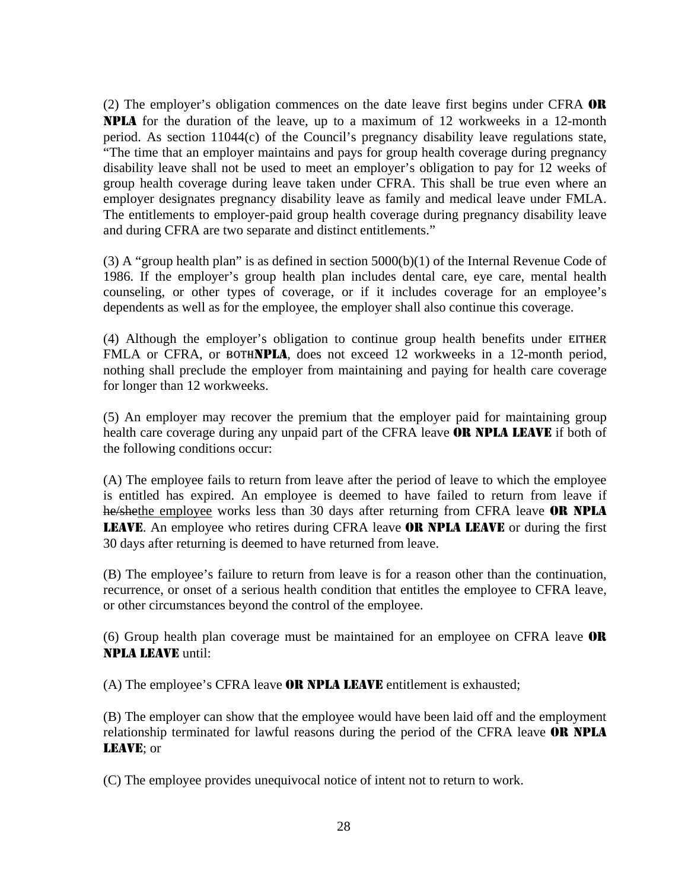(2) The employer's obligation commences on the date leave first begins under CFRA **OR NPLA** for the duration of the leave, up to a maximum of 12 workweeks in a 12-month period. As section 11044(c) of the Council's pregnancy disability leave regulations state, "The time that an employer maintains and pays for group health coverage during pregnancy disability leave shall not be used to meet an employer's obligation to pay for 12 weeks of group health coverage during leave taken under CFRA. This shall be true even where an employer designates pregnancy disability leave as family and medical leave under FMLA. The entitlements to employer-paid group health coverage during pregnancy disability leave and during CFRA are two separate and distinct entitlements."

(3) A "group health plan" is as defined in section 5000(b)(1) of the Internal Revenue Code of 1986. If the employer's group health plan includes dental care, eye care, mental health counseling, or other types of coverage, or if it includes coverage for an employee's dependents as well as for the employee, the employer shall also continue this coverage.

(4) Although the employer's obligation to continue group health benefits under ~~EITHER~~ FMLA or CFRA, or ~~BOTH~~**NPLA**, does not exceed 12 workweeks in a 12-month period, nothing shall preclude the employer from maintaining and paying for health care coverage for longer than 12 workweeks.

(5) An employer may recover the premium that the employer paid for maintaining group health care coverage during any unpaid part of the CFRA leave **OR NPLA LEAVE** if both of the following conditions occur:

(A) The employee fails to return from leave after the period of leave to which the employee is entitled has expired. An employee is deemed to have failed to return from leave if ~~he/she~~<u>the employee</u> works less than 30 days after returning from CFRA leave **OR NPLA LEAVE**. An employee who retires during CFRA leave **OR NPLA LEAVE** or during the first 30 days after returning is deemed to have returned from leave.

(B) The employee's failure to return from leave is for a reason other than the continuation, recurrence, or onset of a serious health condition that entitles the employee to CFRA leave, or other circumstances beyond the control of the employee.

(6) Group health plan coverage must be maintained for an employee on CFRA leave **OR NPLA LEAVE** until:

(A) The employee's CFRA leave **OR NPLA LEAVE** entitlement is exhausted;

(B) The employer can show that the employee would have been laid off and the employment relationship terminated for lawful reasons during the period of the CFRA leave **OR NPLA LEAVE**; or

(C) The employee provides unequivocal notice of intent not to return to work.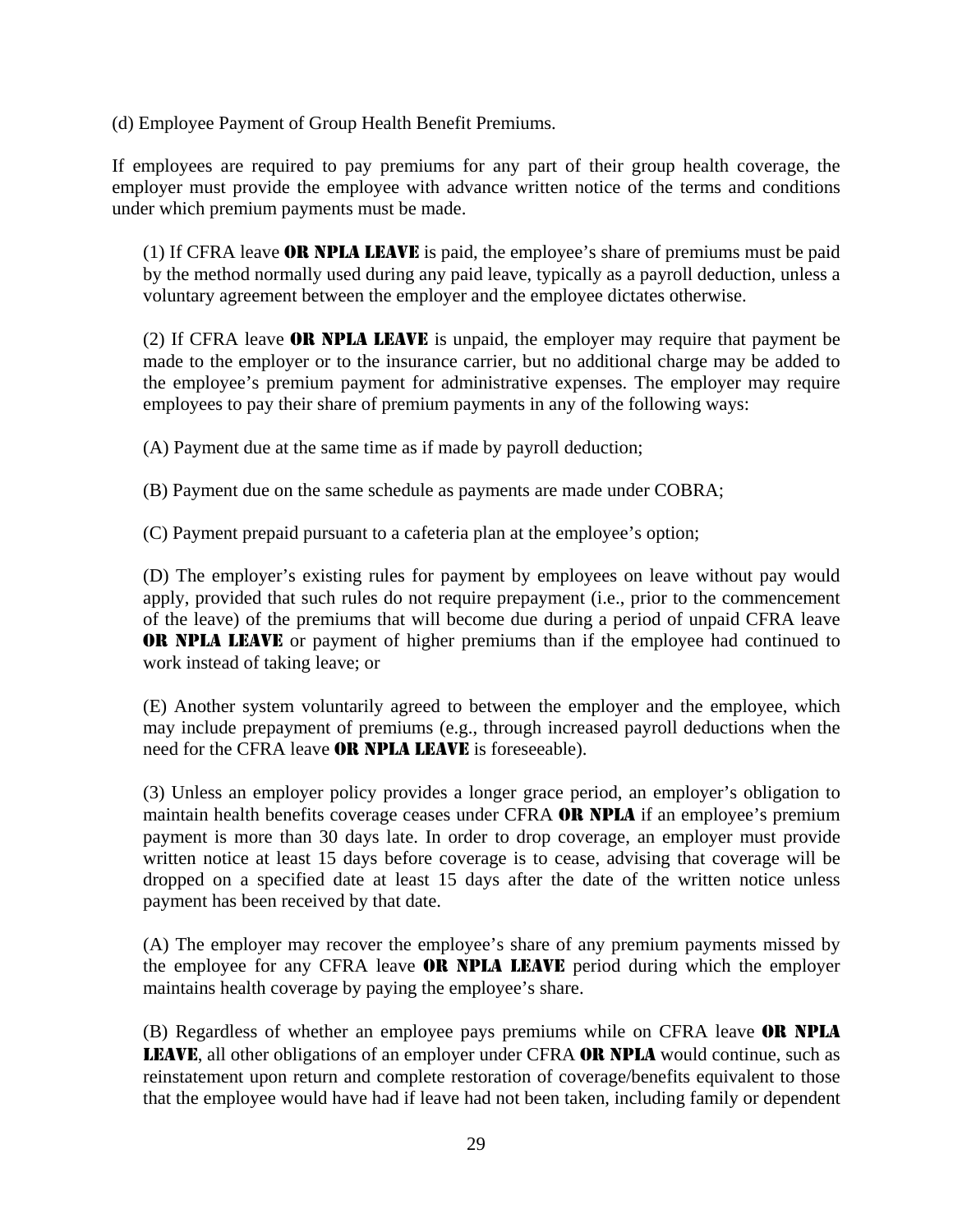(d) Employee Payment of Group Health Benefit Premiums.

If employees are required to pay premiums for any part of their group health coverage, the employer must provide the employee with advance written notice of the terms and conditions under which premium payments must be made.

(1) If CFRA leave **OR NPLA LEAVE** is paid, the employee's share of premiums must be paid by the method normally used during any paid leave, typically as a payroll deduction, unless a voluntary agreement between the employer and the employee dictates otherwise.

(2) If CFRA leave **OR NPLA LEAVE** is unpaid, the employer may require that payment be made to the employer or to the insurance carrier, but no additional charge may be added to the employee's premium payment for administrative expenses. The employer may require employees to pay their share of premium payments in any of the following ways:

(A) Payment due at the same time as if made by payroll deduction;

(B) Payment due on the same schedule as payments are made under COBRA;

(C) Payment prepaid pursuant to a cafeteria plan at the employee's option;

(D) The employer's existing rules for payment by employees on leave without pay would apply, provided that such rules do not require prepayment (i.e., prior to the commencement of the leave) of the premiums that will become due during a period of unpaid CFRA leave **OR NPLA LEAVE** or payment of higher premiums than if the employee had continued to work instead of taking leave; or

(E) Another system voluntarily agreed to between the employer and the employee, which may include prepayment of premiums (e.g., through increased payroll deductions when the need for the CFRA leave **OR NPLA LEAVE** is foreseeable).

(3) Unless an employer policy provides a longer grace period, an employer's obligation to maintain health benefits coverage ceases under CFRA **OR NPLA** if an employee's premium payment is more than 30 days late. In order to drop coverage, an employer must provide written notice at least 15 days before coverage is to cease, advising that coverage will be dropped on a specified date at least 15 days after the date of the written notice unless payment has been received by that date.

(A) The employer may recover the employee's share of any premium payments missed by the employee for any CFRA leave **OR NPLA LEAVE** period during which the employer maintains health coverage by paying the employee's share.

(B) Regardless of whether an employee pays premiums while on CFRA leave **OR NPLA LEAVE**, all other obligations of an employer under CFRA **OR NPLA** would continue, such as reinstatement upon return and complete restoration of coverage/benefits equivalent to those that the employee would have had if leave had not been taken, including family or dependent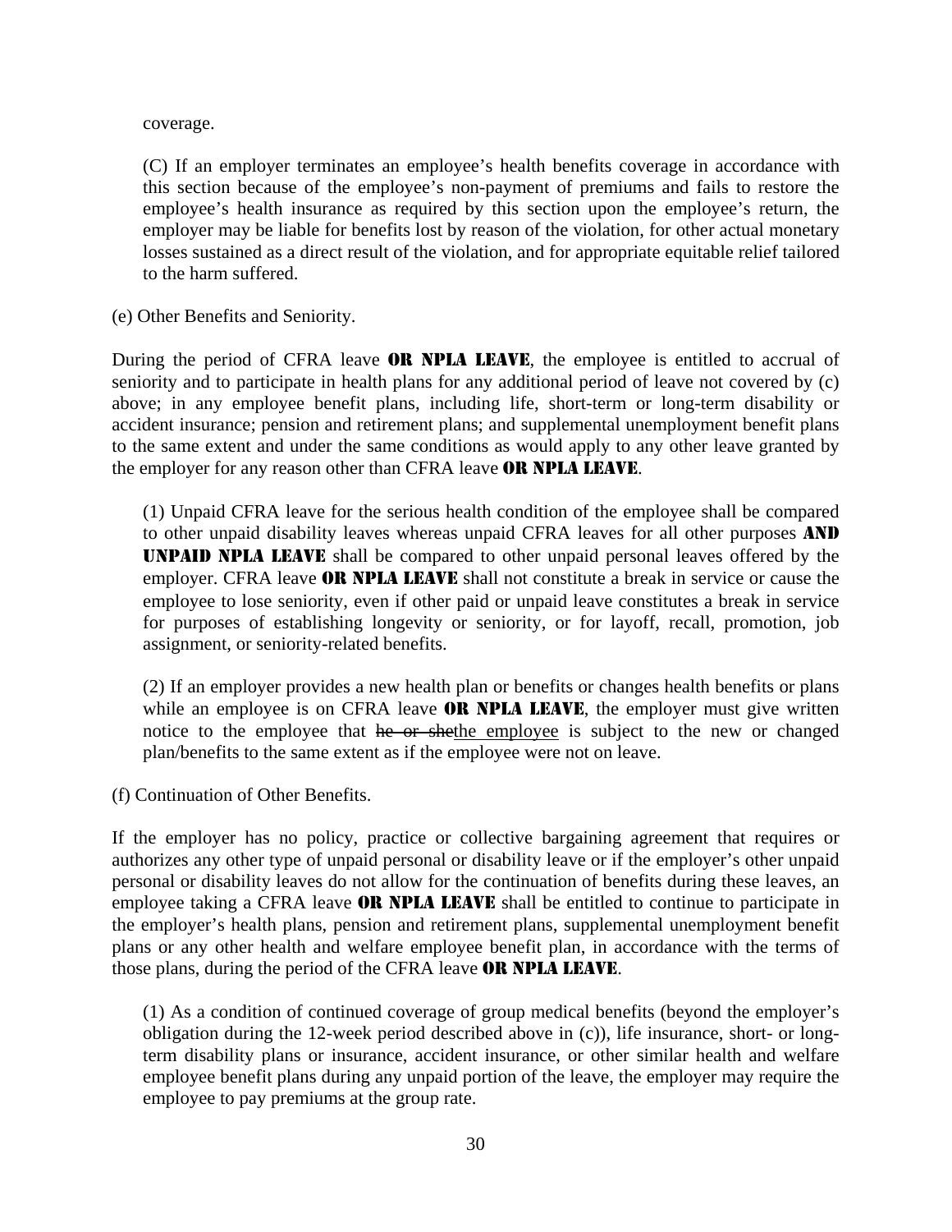coverage.

(C) If an employer terminates an employee's health benefits coverage in accordance with this section because of the employee's non-payment of premiums and fails to restore the employee's health insurance as required by this section upon the employee's return, the employer may be liable for benefits lost by reason of the violation, for other actual monetary losses sustained as a direct result of the violation, and for appropriate equitable relief tailored to the harm suffered.

(e) Other Benefits and Seniority.

During the period of CFRA leave **OR NPLA LEAVE**, the employee is entitled to accrual of seniority and to participate in health plans for any additional period of leave not covered by (c) above; in any employee benefit plans, including life, short-term or long-term disability or accident insurance; pension and retirement plans; and supplemental unemployment benefit plans to the same extent and under the same conditions as would apply to any other leave granted by the employer for any reason other than CFRA leave **OR NPLA LEAVE**.

(1) Unpaid CFRA leave for the serious health condition of the employee shall be compared to other unpaid disability leaves whereas unpaid CFRA leaves for all other purposes **AND UNPAID NPLA LEAVE** shall be compared to other unpaid personal leaves offered by the employer. CFRA leave **OR NPLA LEAVE** shall not constitute a break in service or cause the employee to lose seniority, even if other paid or unpaid leave constitutes a break in service for purposes of establishing longevity or seniority, or for layoff, recall, promotion, job assignment, or seniority-related benefits.

(2) If an employer provides a new health plan or benefits or changes health benefits or plans while an employee is on CFRA leave **OR NPLA LEAVE**, the employer must give written notice to the employee that ~~he or she~~the employee is subject to the new or changed plan/benefits to the same extent as if the employee were not on leave.

(f) Continuation of Other Benefits.

If the employer has no policy, practice or collective bargaining agreement that requires or authorizes any other type of unpaid personal or disability leave or if the employer's other unpaid personal or disability leaves do not allow for the continuation of benefits during these leaves, an employee taking a CFRA leave **OR NPLA LEAVE** shall be entitled to continue to participate in the employer's health plans, pension and retirement plans, supplemental unemployment benefit plans or any other health and welfare employee benefit plan, in accordance with the terms of those plans, during the period of the CFRA leave **OR NPLA LEAVE**.

(1) As a condition of continued coverage of group medical benefits (beyond the employer's obligation during the 12-week period described above in (c)), life insurance, short- or long-term disability plans or insurance, accident insurance, or other similar health and welfare employee benefit plans during any unpaid portion of the leave, the employer may require the employee to pay premiums at the group rate.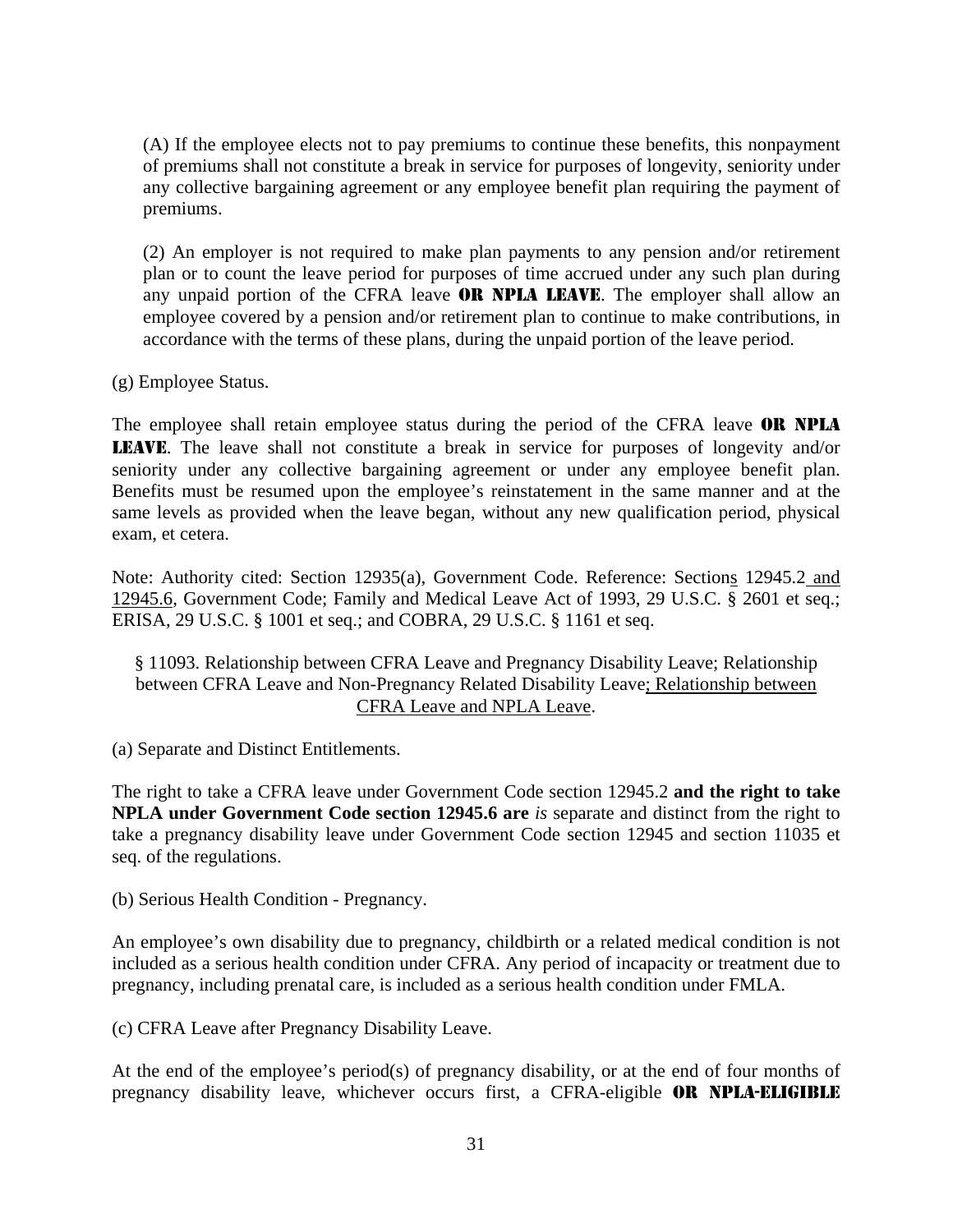(A) If the employee elects not to pay premiums to continue these benefits, this nonpayment of premiums shall not constitute a break in service for purposes of longevity, seniority under any collective bargaining agreement or any employee benefit plan requiring the payment of premiums.

(2) An employer is not required to make plan payments to any pension and/or retirement plan or to count the leave period for purposes of time accrued under any such plan during any unpaid portion of the CFRA leave **OR NPLA LEAVE**. The employer shall allow an employee covered by a pension and/or retirement plan to continue to make contributions, in accordance with the terms of these plans, during the unpaid portion of the leave period.

(g) Employee Status.

The employee shall retain employee status during the period of the CFRA leave **OR NPLA LEAVE**. The leave shall not constitute a break in service for purposes of longevity and/or seniority under any collective bargaining agreement or under any employee benefit plan. Benefits must be resumed upon the employee's reinstatement in the same manner and at the same levels as provided when the leave began, without any new qualification period, physical exam, et cetera.

Note: Authority cited: Section 12935(a), Government Code. Reference: Sections 12945.2 and 12945.6, Government Code; Family and Medical Leave Act of 1993, 29 U.S.C. § 2601 et seq.; ERISA, 29 U.S.C. § 1001 et seq.; and COBRA, 29 U.S.C. § 1161 et seq.

§ 11093. Relationship between CFRA Leave and Pregnancy Disability Leave; Relationship between CFRA Leave and Non-Pregnancy Related Disability Leave; Relationship between CFRA Leave and NPLA Leave.

(a) Separate and Distinct Entitlements.

The right to take a CFRA leave under Government Code section 12945.2 **and the right to take NPLA under Government Code section 12945.6 are** *is* separate and distinct from the right to take a pregnancy disability leave under Government Code section 12945 and section 11035 et seq. of the regulations.

(b) Serious Health Condition - Pregnancy.

An employee's own disability due to pregnancy, childbirth or a related medical condition is not included as a serious health condition under CFRA. Any period of incapacity or treatment due to pregnancy, including prenatal care, is included as a serious health condition under FMLA.

(c) CFRA Leave after Pregnancy Disability Leave.

At the end of the employee's period(s) of pregnancy disability, or at the end of four months of pregnancy disability leave, whichever occurs first, a CFRA-eligible **OR NPLA-ELIGIBLE**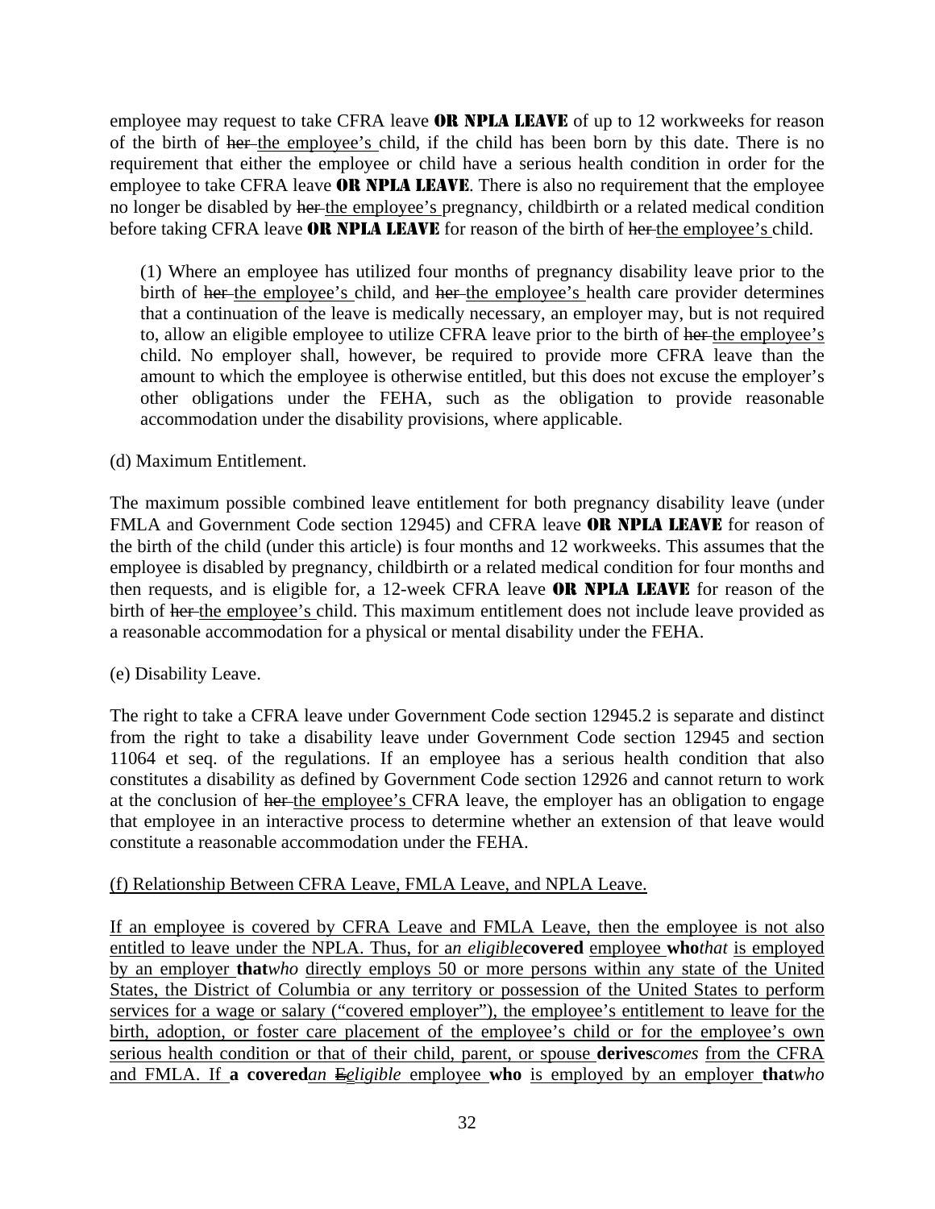employee may request to take CFRA leave **OR NPLA LEAVE** of up to 12 workweeks for reason of the birth of ~~her~~ <u>the employee's</u> child, if the child has been born by this date. There is no requirement that either the employee or child have a serious health condition in order for the employee to take CFRA leave **OR NPLA LEAVE**. There is also no requirement that the employee no longer be disabled by ~~her~~ <u>the employee's</u> pregnancy, childbirth or a related medical condition before taking CFRA leave **OR NPLA LEAVE** for reason of the birth of ~~her~~ <u>the employee's</u> child.

> (1) Where an employee has utilized four months of pregnancy disability leave prior to the birth of ~~her~~ <u>the employee's</u> child, and ~~her~~ <u>the employee's</u> health care provider determines that a continuation of the leave is medically necessary, an employer may, but is not required to, allow an eligible employee to utilize CFRA leave prior to the birth of ~~her~~ <u>the employee's</u> child. No employer shall, however, be required to provide more CFRA leave than the amount to which the employee is otherwise entitled, but this does not excuse the employer's other obligations under the FEHA, such as the obligation to provide reasonable accommodation under the disability provisions, where applicable.

(d) Maximum Entitlement.

The maximum possible combined leave entitlement for both pregnancy disability leave (under FMLA and Government Code section 12945) and CFRA leave **OR NPLA LEAVE** for reason of the birth of the child (under this article) is four months and 12 workweeks. This assumes that the employee is disabled by pregnancy, childbirth or a related medical condition for four months and then requests, and is eligible for, a 12-week CFRA leave **OR NPLA LEAVE** for reason of the birth of ~~her~~ <u>the employee's</u> child. This maximum entitlement does not include leave provided as a reasonable accommodation for a physical or mental disability under the FEHA.

(e) Disability Leave.

The right to take a CFRA leave under Government Code section 12945.2 is separate and distinct from the right to take a disability leave under Government Code section 12945 and section 11064 et seq. of the regulations. If an employee has a serious health condition that also constitutes a disability as defined by Government Code section 12926 and cannot return to work at the conclusion of ~~her~~ <u>the employee's</u> CFRA leave, the employer has an obligation to engage that employee in an interactive process to determine whether an extension of that leave would constitute a reasonable accommodation under the FEHA.

<u>(f) Relationship Between CFRA Leave, FMLA Leave, and NPLA Leave.</u>

<u>If an employee is covered by CFRA Leave and FMLA Leave, then the employee is not also entitled to leave under the NPLA. Thus, for a</u><u>*n eligible*</u>**<u>covered</u>** <u>employee</u> **<u>who</u>**<u>*that*</u> <u>is employed by an employer</u> **<u>that</u>**<u>*who*</u> <u>directly employs 50 or more persons within any state of the United States, the District of Columbia or any territory or possession of the United States to perform services for a wage or salary ("covered employer"), the employee's entitlement to leave for the birth, adoption, or foster care placement of the employee's child or for the employee's own serious health condition or that of their child, parent, or spouse</u> **<u>derives</u>**<u>*comes*</u> <u>from the CFRA and FMLA. If</u> **<u>a covered</u>**<u>*an*</u> ~~<u>E</u>~~<u>*eligible*</u> <u>employee</u> **<u>who</u>** <u>is employed by an employer</u> **<u>that</u>**<u>*who*</u>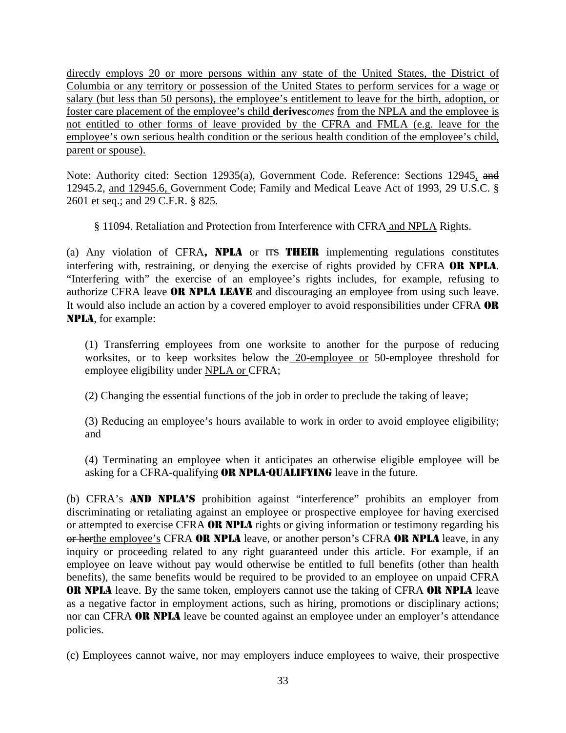directly employs 20 or more persons within any state of the United States, the District of Columbia or any territory or possession of the United States to perform services for a wage or salary (but less than 50 persons), the employee's entitlement to leave for the birth, adoption, or foster care placement of the employee's child **derives***comes* from the NPLA and the employee is not entitled to other forms of leave provided by the CFRA and FMLA (e.g. leave for the employee's own serious health condition or the serious health condition of the employee's child, parent or spouse).

Note: Authority cited: Section 12935(a), Government Code. Reference: Sections 12945, ~~and~~ 12945.2, and 12945.6, Government Code; Family and Medical Leave Act of 1993, 29 U.S.C. § 2601 et seq.; and 29 C.F.R. § 825.

§ 11094. Retaliation and Protection from Interference with CFRA and NPLA Rights.

(a) Any violation of CFRA**, NPLA** or ~~ITS~~ **THEIR** implementing regulations constitutes interfering with, restraining, or denying the exercise of rights provided by CFRA **OR NPLA**. "Interfering with" the exercise of an employee's rights includes, for example, refusing to authorize CFRA leave **OR NPLA LEAVE** and discouraging an employee from using such leave. It would also include an action by a covered employer to avoid responsibilities under CFRA **OR NPLA**, for example:

(1) Transferring employees from one worksite to another for the purpose of reducing worksites, or to keep worksites below the 20-employee or 50-employee threshold for employee eligibility under NPLA or CFRA;

(2) Changing the essential functions of the job in order to preclude the taking of leave;

(3) Reducing an employee's hours available to work in order to avoid employee eligibility; and

(4) Terminating an employee when it anticipates an otherwise eligible employee will be asking for a CFRA-qualifying **OR NPLA-QUALIFYING** leave in the future.

(b) CFRA's **AND NPLA'S** prohibition against "interference" prohibits an employer from discriminating or retaliating against an employee or prospective employee for having exercised or attempted to exercise CFRA **OR NPLA** rights or giving information or testimony regarding ~~his or her~~the employee's CFRA **OR NPLA** leave, or another person's CFRA **OR NPLA** leave, in any inquiry or proceeding related to any right guaranteed under this article. For example, if an employee on leave without pay would otherwise be entitled to full benefits (other than health benefits), the same benefits would be required to be provided to an employee on unpaid CFRA **OR NPLA** leave. By the same token, employers cannot use the taking of CFRA **OR NPLA** leave as a negative factor in employment actions, such as hiring, promotions or disciplinary actions; nor can CFRA **OR NPLA** leave be counted against an employee under an employer's attendance policies.

(c) Employees cannot waive, nor may employers induce employees to waive, their prospective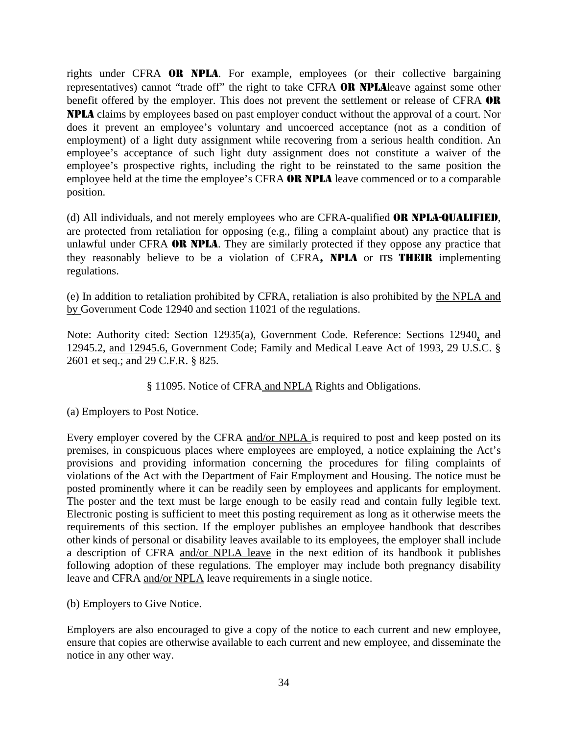rights under CFRA **OR NPLA**. For example, employees (or their collective bargaining representatives) cannot "trade off" the right to take CFRA **OR NPLA**leave against some other benefit offered by the employer. This does not prevent the settlement or release of CFRA **OR NPLA** claims by employees based on past employer conduct without the approval of a court. Nor does it prevent an employee's voluntary and uncoerced acceptance (not as a condition of employment) of a light duty assignment while recovering from a serious health condition. An employee's acceptance of such light duty assignment does not constitute a waiver of the employee's prospective rights, including the right to be reinstated to the same position the employee held at the time the employee's CFRA **OR NPLA** leave commenced or to a comparable position.

(d) All individuals, and not merely employees who are CFRA-qualified **OR NPLA-QUALIFIED**, are protected from retaliation for opposing (e.g., filing a complaint about) any practice that is unlawful under CFRA **OR NPLA**. They are similarly protected if they oppose any practice that they reasonably believe to be a violation of CFRA**, NPLA** or ~~ITS~~ **THEIR** implementing regulations.

(e) In addition to retaliation prohibited by CFRA, retaliation is also prohibited by <u>the NPLA and by </u>Government Code 12940 and section 11021 of the regulations.

Note: Authority cited: Section 12935(a), Government Code. Reference: Sections 12940<u>,</u> ~~and~~ 12945.2, <u>and 12945.6, </u>Government Code; Family and Medical Leave Act of 1993, 29 U.S.C. § 2601 et seq.; and 29 C.F.R. § 825.

§ 11095. Notice of CFRA<u> and NPLA</u> Rights and Obligations.

(a) Employers to Post Notice.

Every employer covered by the CFRA <u>and/or NPLA </u>is required to post and keep posted on its premises, in conspicuous places where employees are employed, a notice explaining the Act's provisions and providing information concerning the procedures for filing complaints of violations of the Act with the Department of Fair Employment and Housing. The notice must be posted prominently where it can be readily seen by employees and applicants for employment. The poster and the text must be large enough to be easily read and contain fully legible text. Electronic posting is sufficient to meet this posting requirement as long as it otherwise meets the requirements of this section. If the employer publishes an employee handbook that describes other kinds of personal or disability leaves available to its employees, the employer shall include a description of CFRA <u>and/or NPLA leave</u> in the next edition of its handbook it publishes following adoption of these regulations. The employer may include both pregnancy disability leave and CFRA <u>and/or NPLA</u> leave requirements in a single notice.

(b) Employers to Give Notice.

Employers are also encouraged to give a copy of the notice to each current and new employee, ensure that copies are otherwise available to each current and new employee, and disseminate the notice in any other way.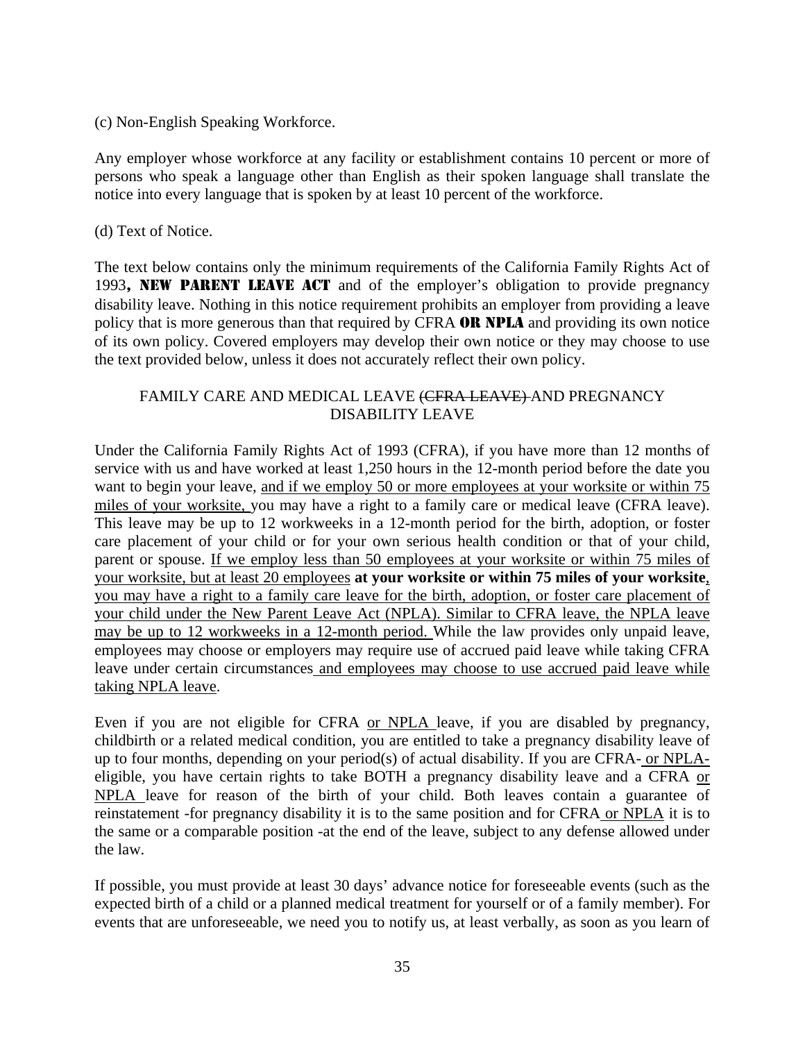(c) Non-English Speaking Workforce.

Any employer whose workforce at any facility or establishment contains 10 percent or more of persons who speak a language other than English as their spoken language shall translate the notice into every language that is spoken by at least 10 percent of the workforce.

(d) Text of Notice.

The text below contains only the minimum requirements of the California Family Rights Act of 1993**, NEW PARENT LEAVE ACT** and of the employer's obligation to provide pregnancy disability leave. Nothing in this notice requirement prohibits an employer from providing a leave policy that is more generous than that required by CFRA **OR NPLA** and providing its own notice of its own policy. Covered employers may develop their own notice or they may choose to use the text provided below, unless it does not accurately reflect their own policy.

FAMILY CARE AND MEDICAL LEAVE ~~(CFRA LEAVE)~~ AND PREGNANCY DISABILITY LEAVE

Under the California Family Rights Act of 1993 (CFRA), if you have more than 12 months of service with us and have worked at least 1,250 hours in the 12-month period before the date you want to begin your leave, <u>and if we employ 50 or more employees at your worksite or within 75 miles of your worksite,</u> you may have a right to a family care or medical leave (CFRA leave). This leave may be up to 12 workweeks in a 12-month period for the birth, adoption, or foster care placement of your child or for your own serious health condition or that of your child, parent or spouse. <u>If we employ less than 50 employees at your worksite or within 75 miles of your worksite, but at least 20 employees</u> **at your worksite or within 75 miles of your worksite**<u>, you may have a right to a family care leave for the birth, adoption, or foster care placement of your child under the New Parent Leave Act (NPLA). Similar to CFRA leave, the NPLA leave may be up to 12 workweeks in a 12-month period.</u> While the law provides only unpaid leave, employees may choose or employers may require use of accrued paid leave while taking CFRA leave under certain circumstances<u> and employees may choose to use accrued paid leave while taking NPLA leave</u>.

Even if you are not eligible for CFRA <u>or NPLA</u> leave, if you are disabled by pregnancy, childbirth or a related medical condition, you are entitled to take a pregnancy disability leave of up to four months, depending on your period(s) of actual disability. If you are CFRA-<u> or NPLA-</u> eligible, you have certain rights to take BOTH a pregnancy disability leave and a CFRA <u>or NPLA</u> leave for reason of the birth of your child. Both leaves contain a guarantee of reinstatement -for pregnancy disability it is to the same position and for CFRA<u> or NPLA</u> it is to the same or a comparable position -at the end of the leave, subject to any defense allowed under the law.

If possible, you must provide at least 30 days' advance notice for foreseeable events (such as the expected birth of a child or a planned medical treatment for yourself or of a family member). For events that are unforeseeable, we need you to notify us, at least verbally, as soon as you learn of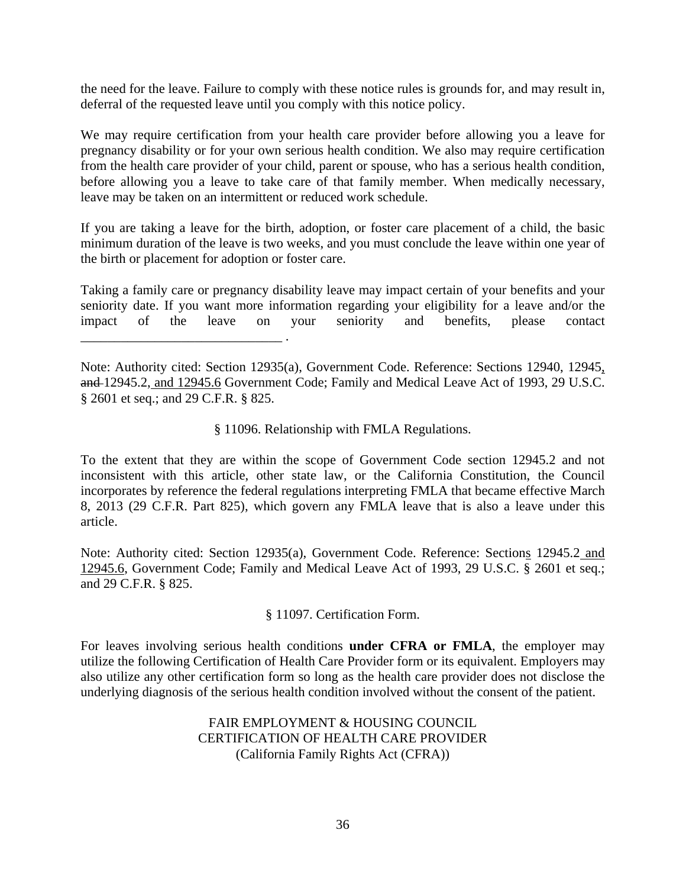the need for the leave. Failure to comply with these notice rules is grounds for, and may result in, deferral of the requested leave until you comply with this notice policy.

We may require certification from your health care provider before allowing you a leave for pregnancy disability or for your own serious health condition. We also may require certification from the health care provider of your child, parent or spouse, who has a serious health condition, before allowing you a leave to take care of that family member. When medically necessary, leave may be taken on an intermittent or reduced work schedule.

If you are taking a leave for the birth, adoption, or foster care placement of a child, the basic minimum duration of the leave is two weeks, and you must conclude the leave within one year of the birth or placement for adoption or foster care.

Taking a family care or pregnancy disability leave may impact certain of your benefits and your seniority date. If you want more information regarding your eligibility for a leave and/or the impact of the leave on your seniority and benefits, please contact ______________________________ .

Note: Authority cited: Section 12935(a), Government Code. Reference: Sections 12940, 12945<u>,</u> ~~and~~ 12945.2<u>, and 12945.6</u> Government Code; Family and Medical Leave Act of 1993, 29 U.S.C. § 2601 et seq.; and 29 C.F.R. § 825.

§ 11096. Relationship with FMLA Regulations.

To the extent that they are within the scope of Government Code section 12945.2 and not inconsistent with this article, other state law, or the California Constitution, the Council incorporates by reference the federal regulations interpreting FMLA that became effective March 8, 2013 (29 C.F.R. Part 825), which govern any FMLA leave that is also a leave under this article.

Note: Authority cited: Section 12935(a), Government Code. Reference: Section<u>s</u> 12945.2<u> and 12945.6</u>, Government Code; Family and Medical Leave Act of 1993, 29 U.S.C. § 2601 et seq.; and 29 C.F.R. § 825.

§ 11097. Certification Form.

For leaves involving serious health conditions **under CFRA or FMLA**, the employer may utilize the following Certification of Health Care Provider form or its equivalent. Employers may also utilize any other certification form so long as the health care provider does not disclose the underlying diagnosis of the serious health condition involved without the consent of the patient.

FAIR EMPLOYMENT & HOUSING COUNCIL
CERTIFICATION OF HEALTH CARE PROVIDER
(California Family Rights Act (CFRA))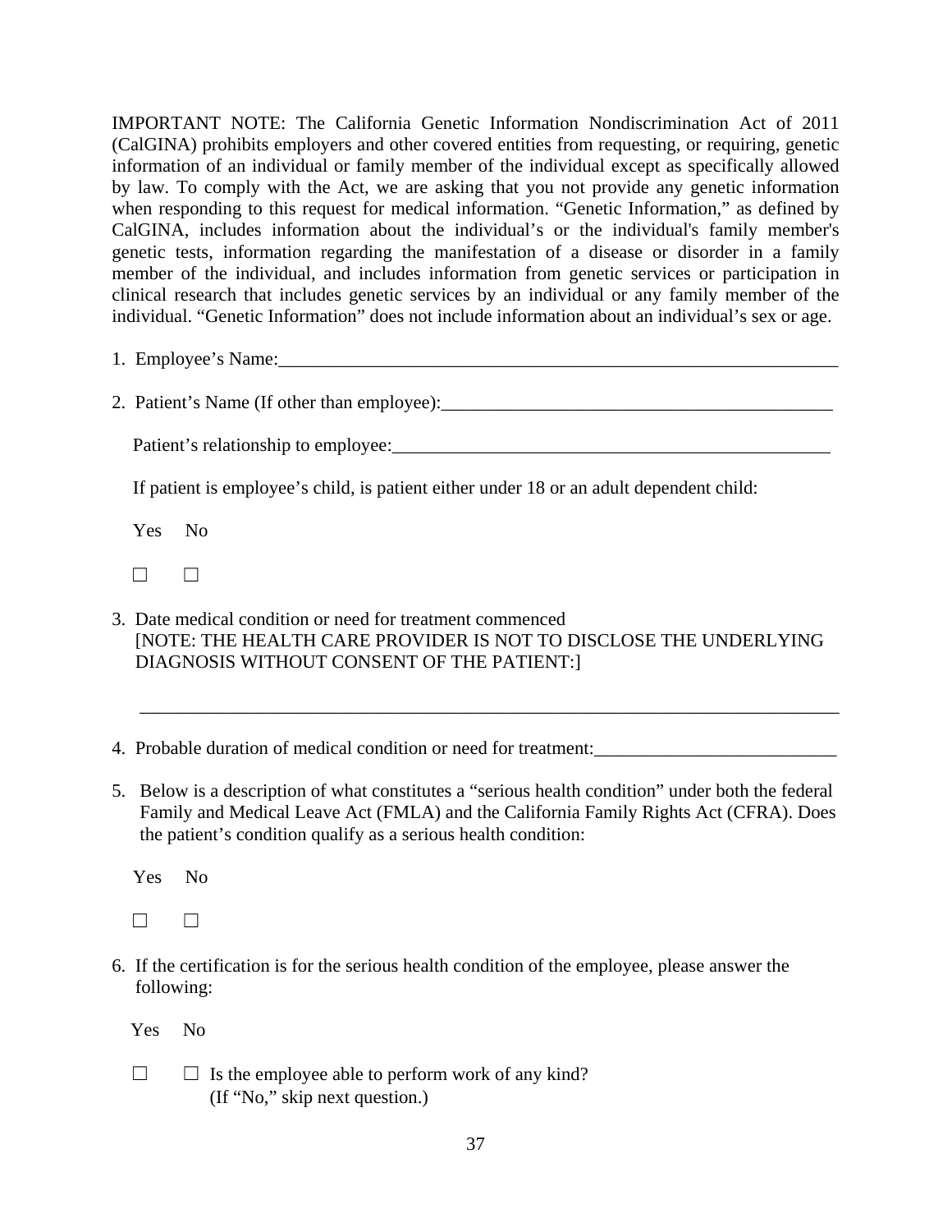IMPORTANT NOTE: The California Genetic Information Nondiscrimination Act of 2011 (CalGINA) prohibits employers and other covered entities from requesting, or requiring, genetic information of an individual or family member of the individual except as specifically allowed by law. To comply with the Act, we are asking that you not provide any genetic information when responding to this request for medical information. “Genetic Information,” as defined by CalGINA, includes information about the individual’s or the individual's family member's genetic tests, information regarding the manifestation of a disease or disorder in a family member of the individual, and includes information from genetic services or participation in clinical research that includes genetic services by an individual or any family member of the individual. “Genetic Information” does not include information about an individual’s sex or age.

1. Employee’s Name:_______________________________________________________________

2. Patient’s Name (If other than employee):__________________________________________

   Patient’s relationship to employee:_______________________________________________

   If patient is employee’s child, is patient either under 18 or an adult dependent child:

   Yes   No

   ☐   ☐

3. Date medical condition or need for treatment commenced
   [NOTE: THE HEALTH CARE PROVIDER IS NOT TO DISCLOSE THE UNDERLYING DIAGNOSIS WITHOUT CONSENT OF THE PATIENT:]

   ____________________________________________________________________________

4. Probable duration of medical condition or need for treatment:__________________________

5. Below is a description of what constitutes a “serious health condition” under both the federal Family and Medical Leave Act (FMLA) and the California Family Rights Act (CFRA). Does the patient’s condition qualify as a serious health condition:

   Yes   No

   ☐   ☐

6. If the certification is for the serious health condition of the employee, please answer the following:

   Yes   No

   ☐   ☐ Is the employee able to perform work of any kind?
   (If “No,” skip next question.)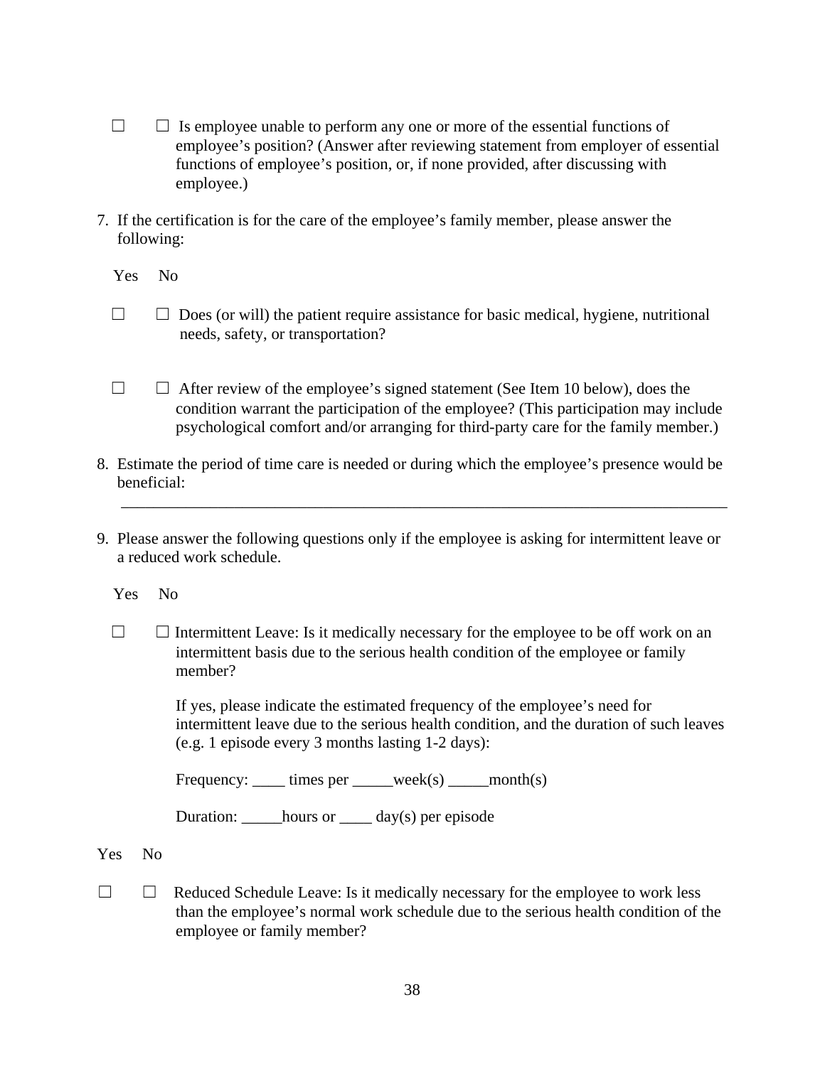☐ ☐ Is employee unable to perform any one or more of the essential functions of employee's position? (Answer after reviewing statement from employer of essential functions of employee's position, or, if none provided, after discussing with employee.)

7. If the certification is for the care of the employee's family member, please answer the following:

Yes No

☐ ☐ Does (or will) the patient require assistance for basic medical, hygiene, nutritional needs, safety, or transportation?

☐ ☐ After review of the employee's signed statement (See Item 10 below), does the condition warrant the participation of the employee? (This participation may include psychological comfort and/or arranging for third-party care for the family member.)

8. Estimate the period of time care is needed or during which the employee's presence would be beneficial:

   ______________________________________________________________________________

9. Please answer the following questions only if the employee is asking for intermittent leave or a reduced work schedule.

Yes No

☐ ☐ Intermittent Leave: Is it medically necessary for the employee to be off work on an intermittent basis due to the serious health condition of the employee or family member?

If yes, please indicate the estimated frequency of the employee's need for intermittent leave due to the serious health condition, and the duration of such leaves (e.g. 1 episode every 3 months lasting 1-2 days):

Frequency: ____ times per _____week(s) _____month(s)

Duration: _____hours or ____ day(s) per episode

Yes No

☐ ☐ Reduced Schedule Leave: Is it medically necessary for the employee to work less than the employee's normal work schedule due to the serious health condition of the employee or family member?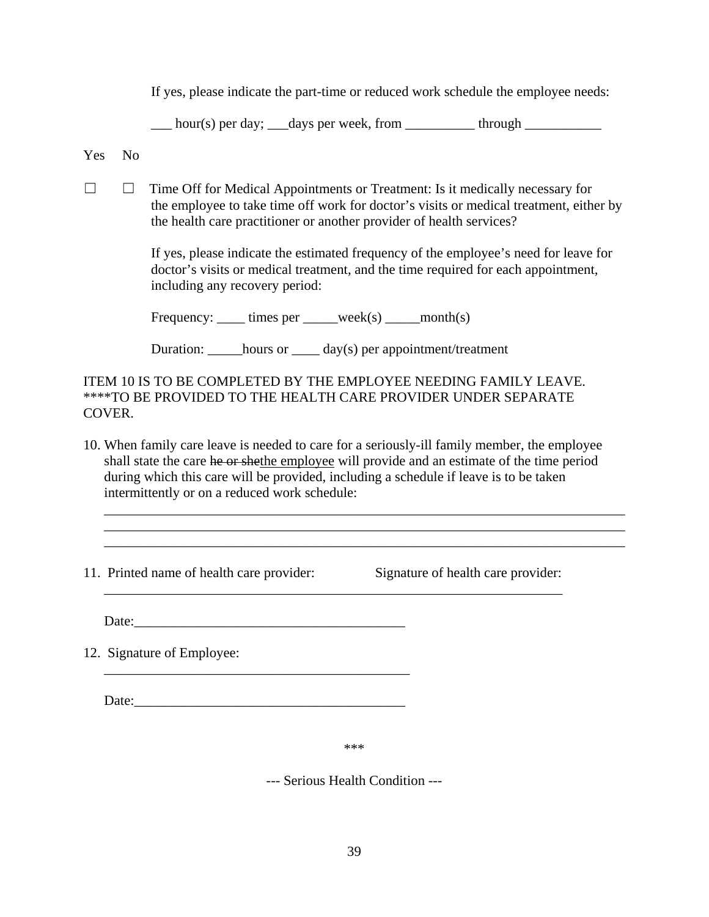If yes, please indicate the part-time or reduced work schedule the employee needs:

___ hour(s) per day; ___days per week, from __________ through ___________

Yes No

☐ ☐ Time Off for Medical Appointments or Treatment: Is it medically necessary for the employee to take time off work for doctor's visits or medical treatment, either by the health care practitioner or another provider of health services?

If yes, please indicate the estimated frequency of the employee's need for leave for doctor's visits or medical treatment, and the time required for each appointment, including any recovery period:

Frequency: ____ times per _____week(s) _____month(s)

Duration: _____hours or ____ day(s) per appointment/treatment

ITEM 10 IS TO BE COMPLETED BY THE EMPLOYEE NEEDING FAMILY LEAVE. ****TO BE PROVIDED TO THE HEALTH CARE PROVIDER UNDER SEPARATE COVER.

10. When family care leave is needed to care for a seriously-ill family member, the employee shall state the care ~~he or she~~<u>the employee</u> will provide and an estimate of the time period during which this care will be provided, including a schedule if leave is to be taken intermittently or on a reduced work schedule:

    ______________________________________________________________________________
    ______________________________________________________________________________
    ______________________________________________________________________________

11. Printed name of health care provider: Signature of health care provider:

    ____________________________________________________________________

    Date:________________________________________

12. Signature of Employee:

    ____________________________________________

    Date:________________________________________

***

--- Serious Health Condition ---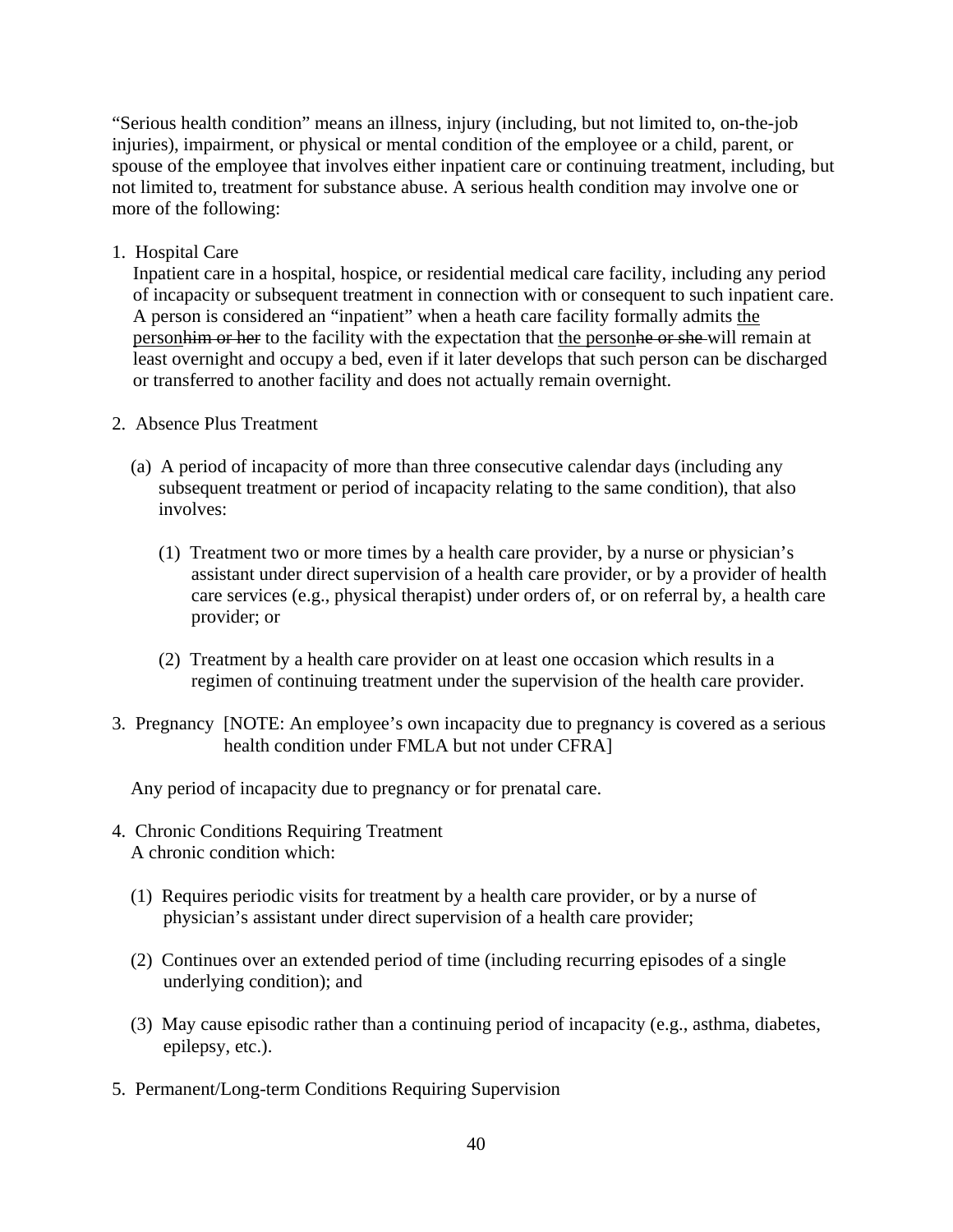"Serious health condition" means an illness, injury (including, but not limited to, on-the-job injuries), impairment, or physical or mental condition of the employee or a child, parent, or spouse of the employee that involves either inpatient care or continuing treatment, including, but not limited to, treatment for substance abuse. A serious health condition may involve one or more of the following:

1. Hospital Care

   Inpatient care in a hospital, hospice, or residential medical care facility, including any period of incapacity or subsequent treatment in connection with or consequent to such inpatient care. A person is considered an "inpatient" when a heath care facility formally admits <u>the person</u>~~him or her~~ to the facility with the expectation that <u>the person</u>~~he or she~~ will remain at least overnight and occupy a bed, even if it later develops that such person can be discharged or transferred to another facility and does not actually remain overnight.

2. Absence Plus Treatment

   (a) A period of incapacity of more than three consecutive calendar days (including any subsequent treatment or period of incapacity relating to the same condition), that also involves:

      (1) Treatment two or more times by a health care provider, by a nurse or physician's assistant under direct supervision of a health care provider, or by a provider of health care services (e.g., physical therapist) under orders of, or on referral by, a health care provider; or

      (2) Treatment by a health care provider on at least one occasion which results in a regimen of continuing treatment under the supervision of the health care provider.

3. Pregnancy [NOTE: An employee's own incapacity due to pregnancy is covered as a serious health condition under FMLA but not under CFRA]

   Any period of incapacity due to pregnancy or for prenatal care.

4. Chronic Conditions Requiring Treatment

   A chronic condition which:

   (1) Requires periodic visits for treatment by a health care provider, or by a nurse of physician's assistant under direct supervision of a health care provider;

   (2) Continues over an extended period of time (including recurring episodes of a single underlying condition); and

   (3) May cause episodic rather than a continuing period of incapacity (e.g., asthma, diabetes, epilepsy, etc.).

5. Permanent/Long-term Conditions Requiring Supervision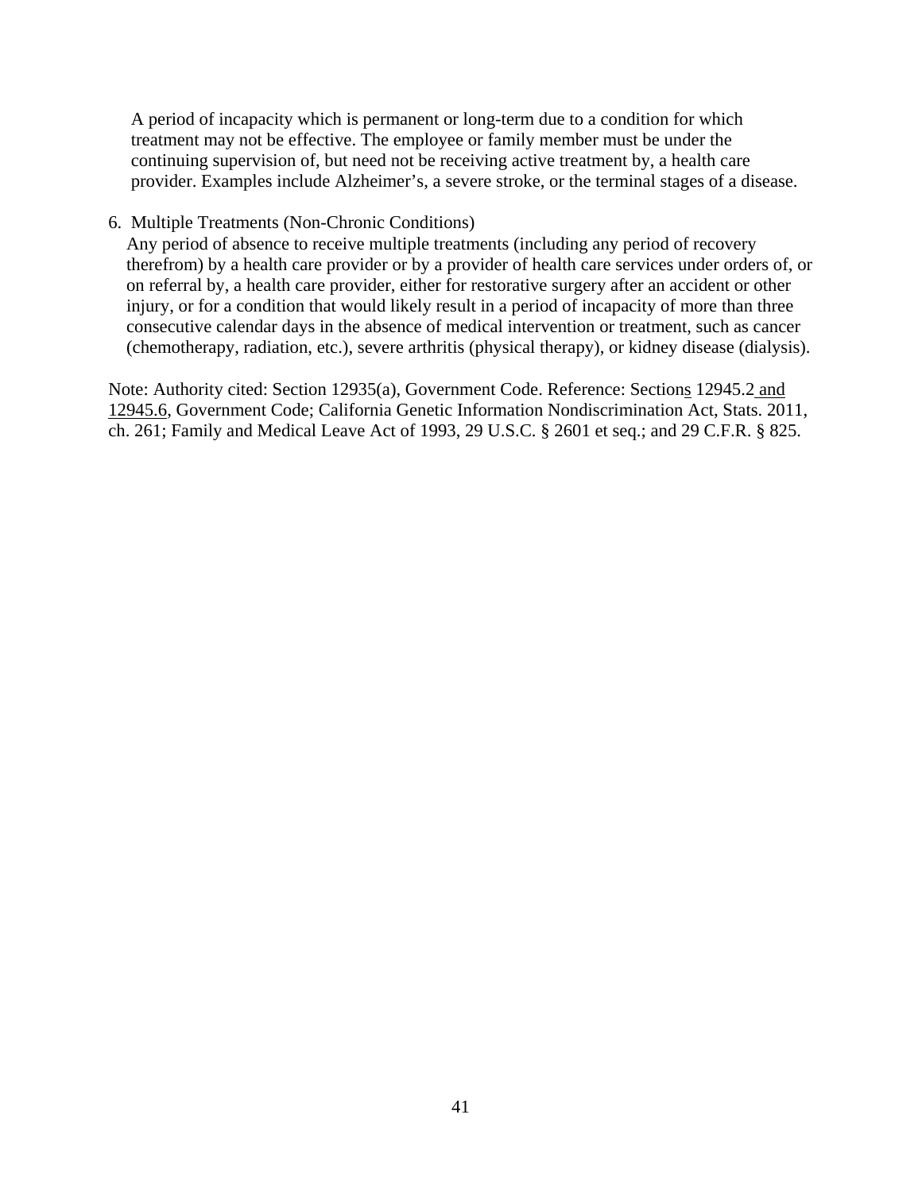A period of incapacity which is permanent or long-term due to a condition for which treatment may not be effective. The employee or family member must be under the continuing supervision of, but need not be receiving active treatment by, a health care provider. Examples include Alzheimer's, a severe stroke, or the terminal stages of a disease.

6. Multiple Treatments (Non-Chronic Conditions)

   Any period of absence to receive multiple treatments (including any period of recovery therefrom) by a health care provider or by a provider of health care services under orders of, or on referral by, a health care provider, either for restorative surgery after an accident or other injury, or for a condition that would likely result in a period of incapacity of more than three consecutive calendar days in the absence of medical intervention or treatment, such as cancer (chemotherapy, radiation, etc.), severe arthritis (physical therapy), or kidney disease (dialysis).

Note: Authority cited: Section 12935(a), Government Code. Reference: Sections 12945.2 and 12945.6, Government Code; California Genetic Information Nondiscrimination Act, Stats. 2011, ch. 261; Family and Medical Leave Act of 1993, 29 U.S.C. § 2601 et seq.; and 29 C.F.R. § 825.